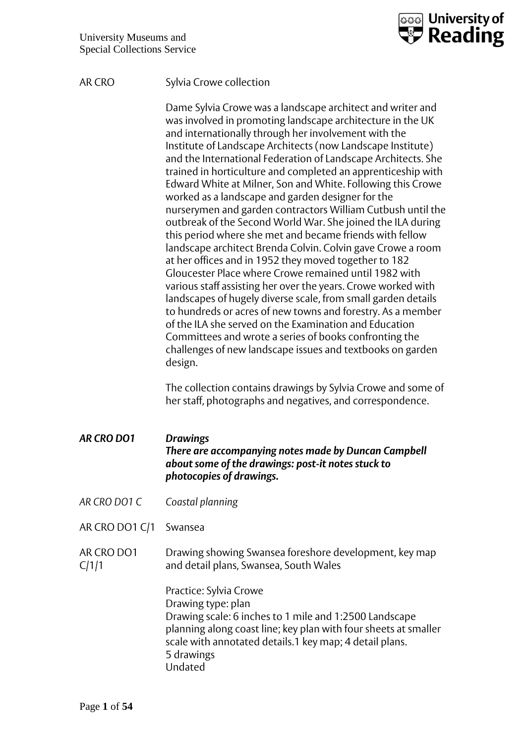AR CRO Sylvia Crowe collection

Dame Sylvia Crowe was a landscape architect and writer and was involved in promoting landscape architecture in the UK and internationally through her involvement with the Institute of Landscape Architects (now Landscape Institute) and the International Federation of Landscape Architects. She trained in horticulture and completed an apprenticeship with Edward White at Milner, Son and White. Following this Crowe worked as a landscape and garden designer for the nurserymen and garden contractors William Cutbush until the outbreak of the Second World War. She joined the ILA during this period where she met and became friends with fellow landscape architect Brenda Colvin. Colvin gave Crowe a room at her offices and in 1952 they moved together to 182 Gloucester Place where Crowe remained until 1982 with various staff assisting her over the years. Crowe worked with landscapes of hugely diverse scale, from small garden details to hundreds or acres of new towns and forestry. As a member of the ILA she served on the Examination and Education Committees and wrote a series of books confronting the challenges of new landscape issues and textbooks on garden design.

The collection contains drawings by Sylvia Crowe and some of her staff, photographs and negatives, and correspondence.

***AR CRO DO1 Drawings***
***There are accompanying notes made by Duncan Campbell about some of the drawings: post-it notes stuck to photocopies of drawings.***

*AR CRO DO1 C Coastal planning*

AR CRO DO1 C/1 Swansea

AR CRO DO1 C/1/1 Drawing showing Swansea foreshore development, key map and detail plans, Swansea, South Wales

Practice: Sylvia Crowe
Drawing type: plan
Drawing scale: 6 inches to 1 mile and 1:2500 Landscape planning along coast line; key plan with four sheets at smaller scale with annotated details.1 key map; 4 detail plans.
5 drawings
Undated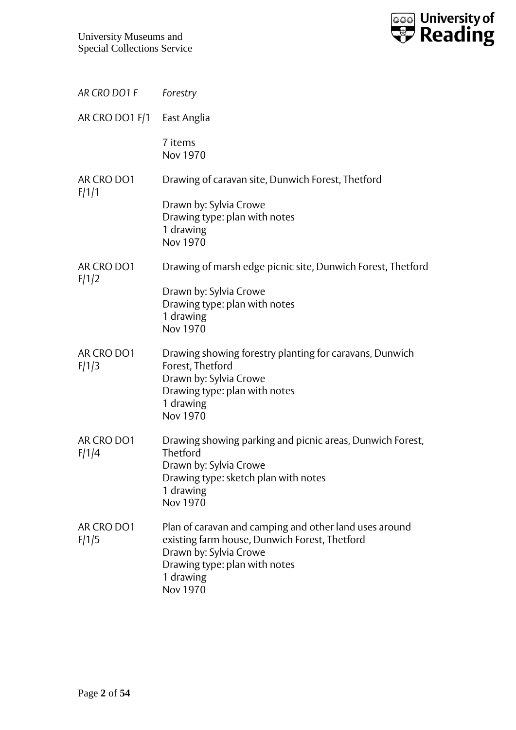*AR CRO DO1 F* — *Forestry*

AR CRO DO1 F/1 — East Anglia

7 items
Nov 1970

AR CRO DO1 F/1/1 — Drawing of caravan site, Dunwich Forest, Thetford

Drawn by: Sylvia Crowe
Drawing type: plan with notes
1 drawing
Nov 1970

AR CRO DO1 F/1/2 — Drawing of marsh edge picnic site, Dunwich Forest, Thetford

Drawn by: Sylvia Crowe
Drawing type: plan with notes
1 drawing
Nov 1970

AR CRO DO1 F/1/3 — Drawing showing forestry planting for caravans, Dunwich Forest, Thetford
Drawn by: Sylvia Crowe
Drawing type: plan with notes
1 drawing
Nov 1970

AR CRO DO1 F/1/4 — Drawing showing parking and picnic areas, Dunwich Forest, Thetford
Drawn by: Sylvia Crowe
Drawing type: sketch plan with notes
1 drawing
Nov 1970

AR CRO DO1 F/1/5 — Plan of caravan and camping and other land uses around existing farm house, Dunwich Forest, Thetford
Drawn by: Sylvia Crowe
Drawing type: plan with notes
1 drawing
Nov 1970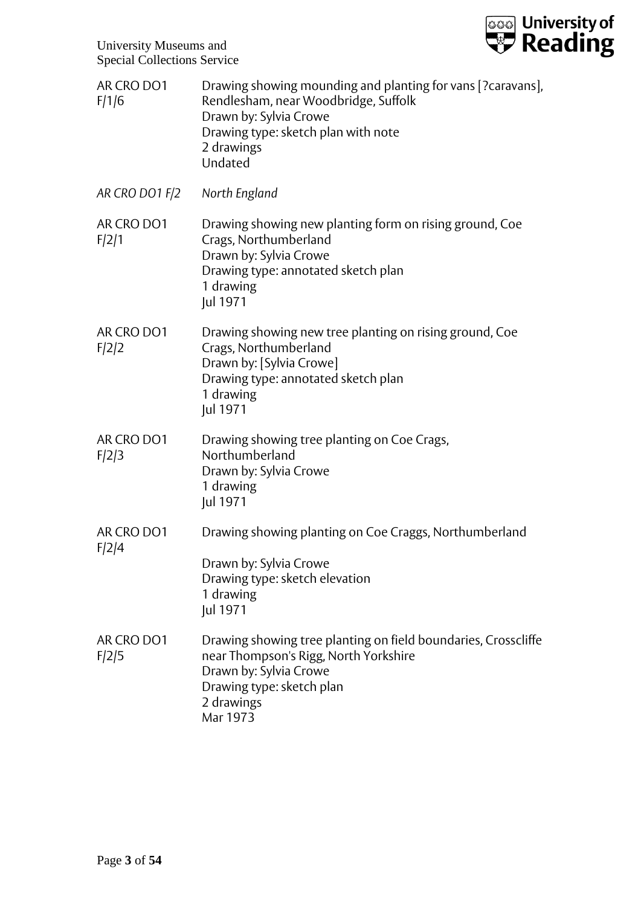AR CRO DO1 F/1/6 — Drawing showing mounding and planting for vans [?caravans], Rendlesham, near Woodbridge, Suffolk
Drawn by: Sylvia Crowe
Drawing type: sketch plan with note
2 drawings
Undated

*AR CRO DO1 F/2 — North England*

AR CRO DO1 F/2/1 — Drawing showing new planting form on rising ground, Coe Crags, Northumberland
Drawn by: Sylvia Crowe
Drawing type: annotated sketch plan
1 drawing
Jul 1971

AR CRO DO1 F/2/2 — Drawing showing new tree planting on rising ground, Coe Crags, Northumberland
Drawn by: [Sylvia Crowe]
Drawing type: annotated sketch plan
1 drawing
Jul 1971

AR CRO DO1 F/2/3 — Drawing showing tree planting on Coe Crags, Northumberland
Drawn by: Sylvia Crowe
1 drawing
Jul 1971

AR CRO DO1 F/2/4 — Drawing showing planting on Coe Craggs, Northumberland
Drawn by: Sylvia Crowe
Drawing type: sketch elevation
1 drawing
Jul 1971

AR CRO DO1 F/2/5 — Drawing showing tree planting on field boundaries, Crosscliffe near Thompson's Rigg, North Yorkshire
Drawn by: Sylvia Crowe
Drawing type: sketch plan
2 drawings
Mar 1973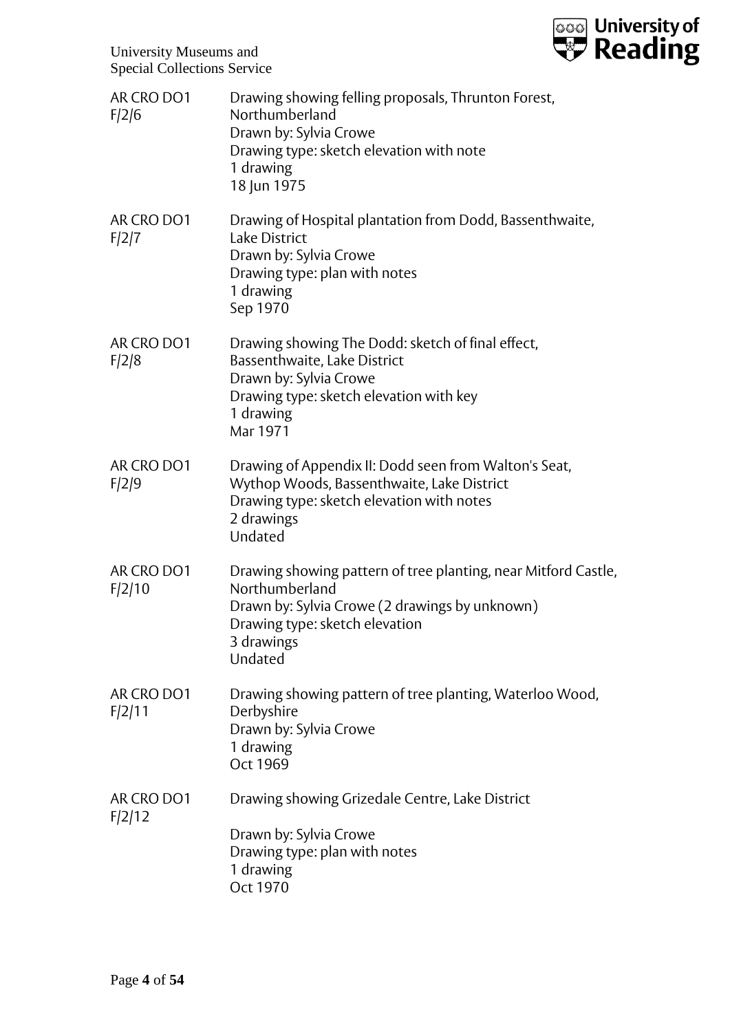AR CRO DO1 F/2/6

Drawing showing felling proposals, Thrunton Forest, Northumberland
Drawn by: Sylvia Crowe
Drawing type: sketch elevation with note
1 drawing
18 Jun 1975

AR CRO DO1 F/2/7

Drawing of Hospital plantation from Dodd, Bassenthwaite, Lake District
Drawn by: Sylvia Crowe
Drawing type: plan with notes
1 drawing
Sep 1970

AR CRO DO1 F/2/8

Drawing showing The Dodd: sketch of final effect, Bassenthwaite, Lake District
Drawn by: Sylvia Crowe
Drawing type: sketch elevation with key
1 drawing
Mar 1971

AR CRO DO1 F/2/9

Drawing of Appendix II: Dodd seen from Walton's Seat, Wythop Woods, Bassenthwaite, Lake District
Drawing type: sketch elevation with notes
2 drawings
Undated

AR CRO DO1 F/2/10

Drawing showing pattern of tree planting, near Mitford Castle, Northumberland
Drawn by: Sylvia Crowe (2 drawings by unknown)
Drawing type: sketch elevation
3 drawings
Undated

AR CRO DO1 F/2/11

Drawing showing pattern of tree planting, Waterloo Wood, Derbyshire
Drawn by: Sylvia Crowe
1 drawing
Oct 1969

AR CRO DO1 F/2/12

Drawing showing Grizedale Centre, Lake District

Drawn by: Sylvia Crowe
Drawing type: plan with notes
1 drawing
Oct 1970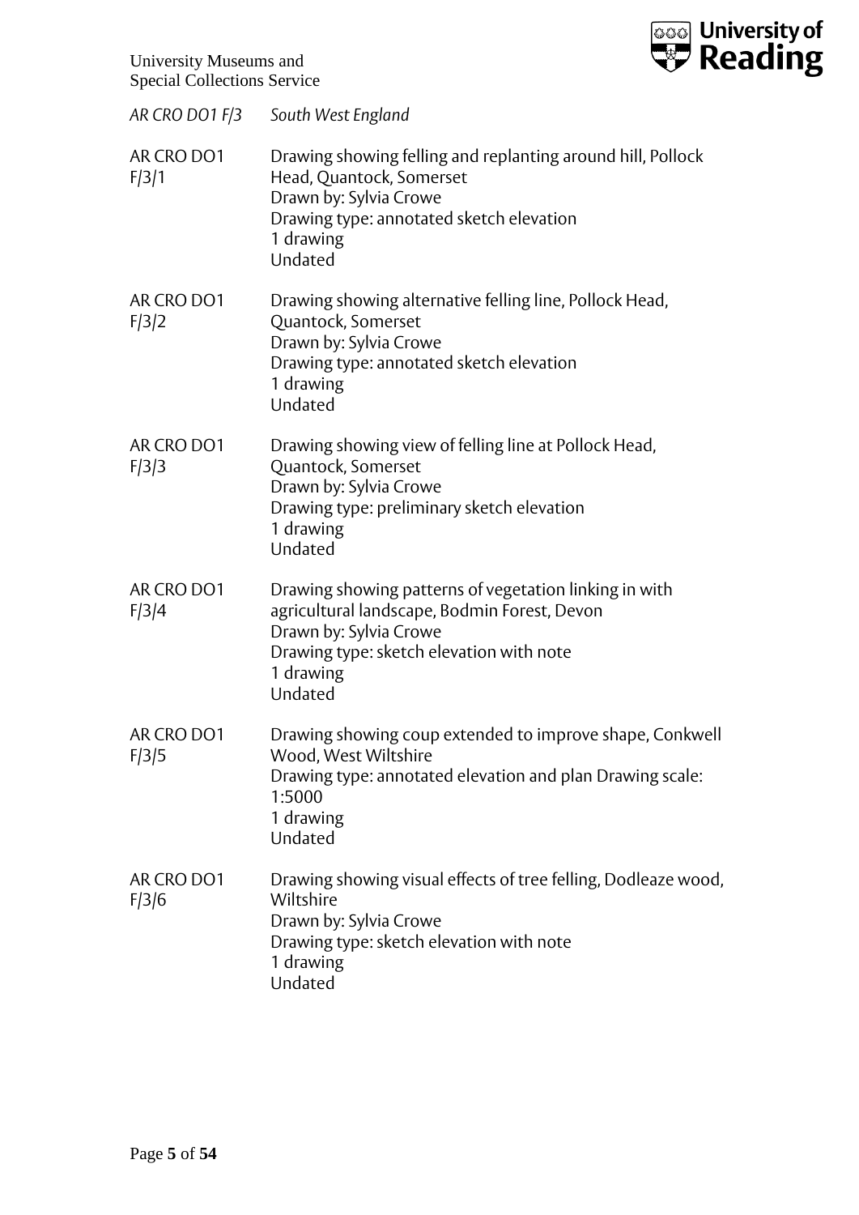*AR CRO DO1 F/3 South West England*

AR CRO DO1 F/3/1

Drawing showing felling and replanting around hill, Pollock Head, Quantock, Somerset
Drawn by: Sylvia Crowe
Drawing type: annotated sketch elevation
1 drawing
Undated

AR CRO DO1 F/3/2

Drawing showing alternative felling line, Pollock Head, Quantock, Somerset
Drawn by: Sylvia Crowe
Drawing type: annotated sketch elevation
1 drawing
Undated

AR CRO DO1 F/3/3

Drawing showing view of felling line at Pollock Head, Quantock, Somerset
Drawn by: Sylvia Crowe
Drawing type: preliminary sketch elevation
1 drawing
Undated

AR CRO DO1 F/3/4

Drawing showing patterns of vegetation linking in with agricultural landscape, Bodmin Forest, Devon
Drawn by: Sylvia Crowe
Drawing type: sketch elevation with note
1 drawing
Undated

AR CRO DO1 F/3/5

Drawing showing coup extended to improve shape, Conkwell Wood, West Wiltshire
Drawing type: annotated elevation and plan Drawing scale: 1:5000
1 drawing
Undated

AR CRO DO1 F/3/6

Drawing showing visual effects of tree felling, Dodleaze wood, Wiltshire
Drawn by: Sylvia Crowe
Drawing type: sketch elevation with note
1 drawing
Undated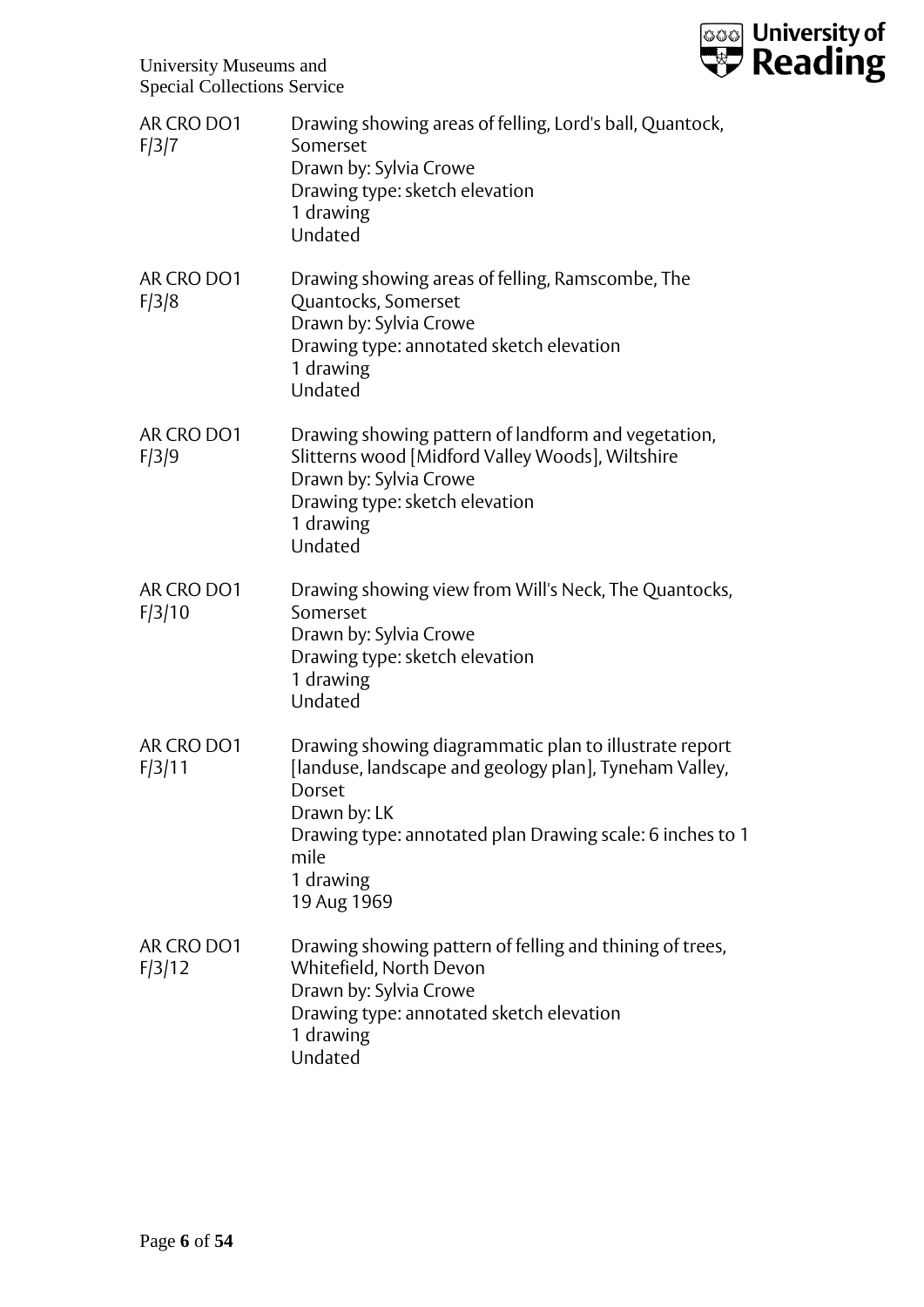AR CRO DO1 F/3/7

Drawing showing areas of felling, Lord's ball, Quantock, Somerset
Drawn by: Sylvia Crowe
Drawing type: sketch elevation
1 drawing
Undated

AR CRO DO1 F/3/8

Drawing showing areas of felling, Ramscombe, The Quantocks, Somerset
Drawn by: Sylvia Crowe
Drawing type: annotated sketch elevation
1 drawing
Undated

AR CRO DO1 F/3/9

Drawing showing pattern of landform and vegetation, Slitterns wood [Midford Valley Woods], Wiltshire
Drawn by: Sylvia Crowe
Drawing type: sketch elevation
1 drawing
Undated

AR CRO DO1 F/3/10

Drawing showing view from Will's Neck, The Quantocks, Somerset
Drawn by: Sylvia Crowe
Drawing type: sketch elevation
1 drawing
Undated

AR CRO DO1 F/3/11

Drawing showing diagrammatic plan to illustrate report [landuse, landscape and geology plan], Tyneham Valley, Dorset
Drawn by: LK
Drawing type: annotated plan Drawing scale: 6 inches to 1 mile
1 drawing
19 Aug 1969

AR CRO DO1 F/3/12

Drawing showing pattern of felling and thining of trees, Whitefield, North Devon
Drawn by: Sylvia Crowe
Drawing type: annotated sketch elevation
1 drawing
Undated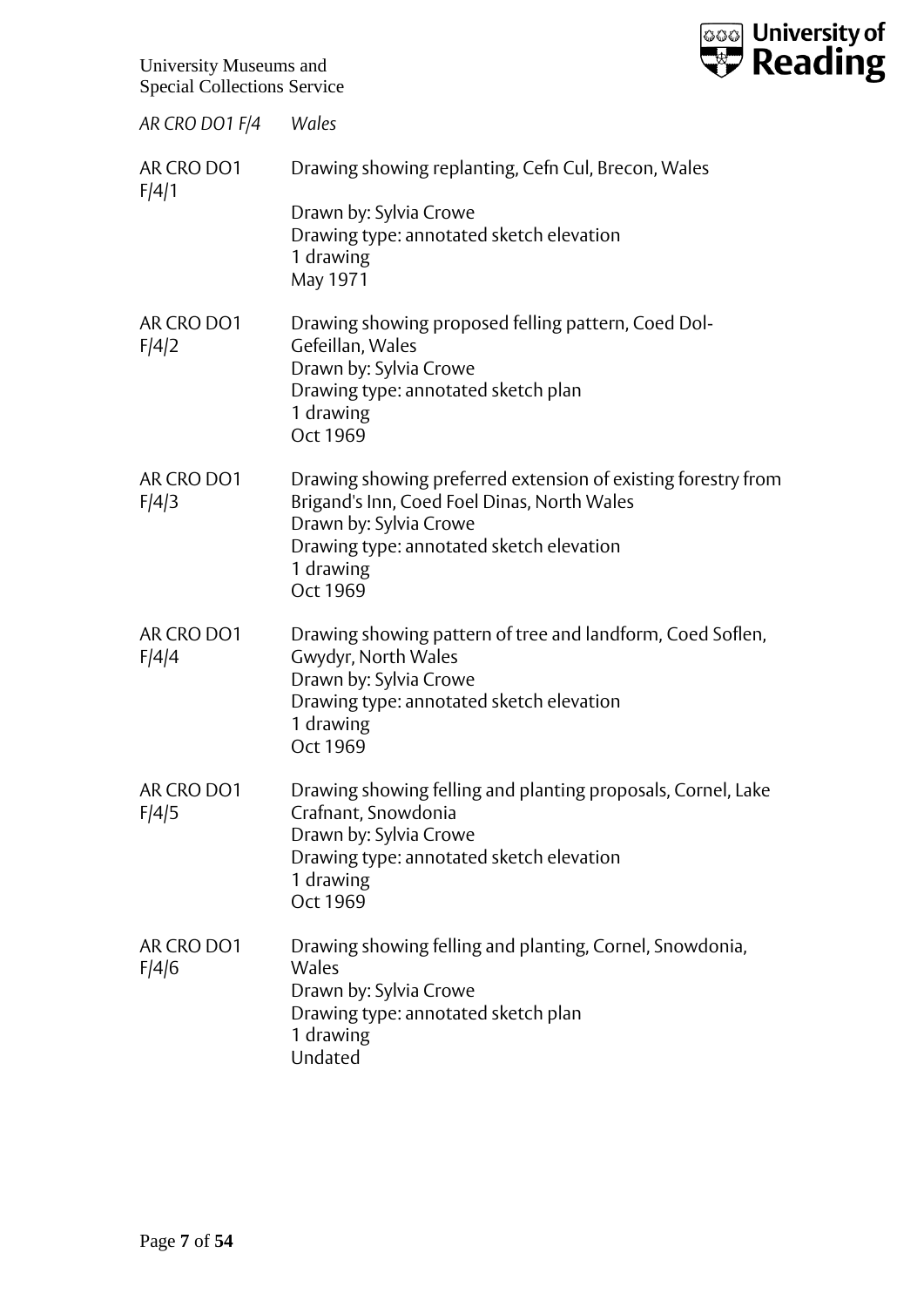*AR CRO DO1 F/4* *Wales*

| | |
|---|---|
| AR CRO DO1 F/4/1 | Drawing showing replanting, Cefn Cul, Brecon, Wales<br><br>Drawn by: Sylvia Crowe<br>Drawing type: annotated sketch elevation<br>1 drawing<br>May 1971 |
| AR CRO DO1 F/4/2 | Drawing showing proposed felling pattern, Coed Dol-Gefeillan, Wales<br>Drawn by: Sylvia Crowe<br>Drawing type: annotated sketch plan<br>1 drawing<br>Oct 1969 |
| AR CRO DO1 F/4/3 | Drawing showing preferred extension of existing forestry from Brigand's Inn, Coed Foel Dinas, North Wales<br>Drawn by: Sylvia Crowe<br>Drawing type: annotated sketch elevation<br>1 drawing<br>Oct 1969 |
| AR CRO DO1 F/4/4 | Drawing showing pattern of tree and landform, Coed Soflen, Gwydyr, North Wales<br>Drawn by: Sylvia Crowe<br>Drawing type: annotated sketch elevation<br>1 drawing<br>Oct 1969 |
| AR CRO DO1 F/4/5 | Drawing showing felling and planting proposals, Cornel, Lake Crafnant, Snowdonia<br>Drawn by: Sylvia Crowe<br>Drawing type: annotated sketch elevation<br>1 drawing<br>Oct 1969 |
| AR CRO DO1 F/4/6 | Drawing showing felling and planting, Cornel, Snowdonia, Wales<br>Drawn by: Sylvia Crowe<br>Drawing type: annotated sketch plan<br>1 drawing<br>Undated |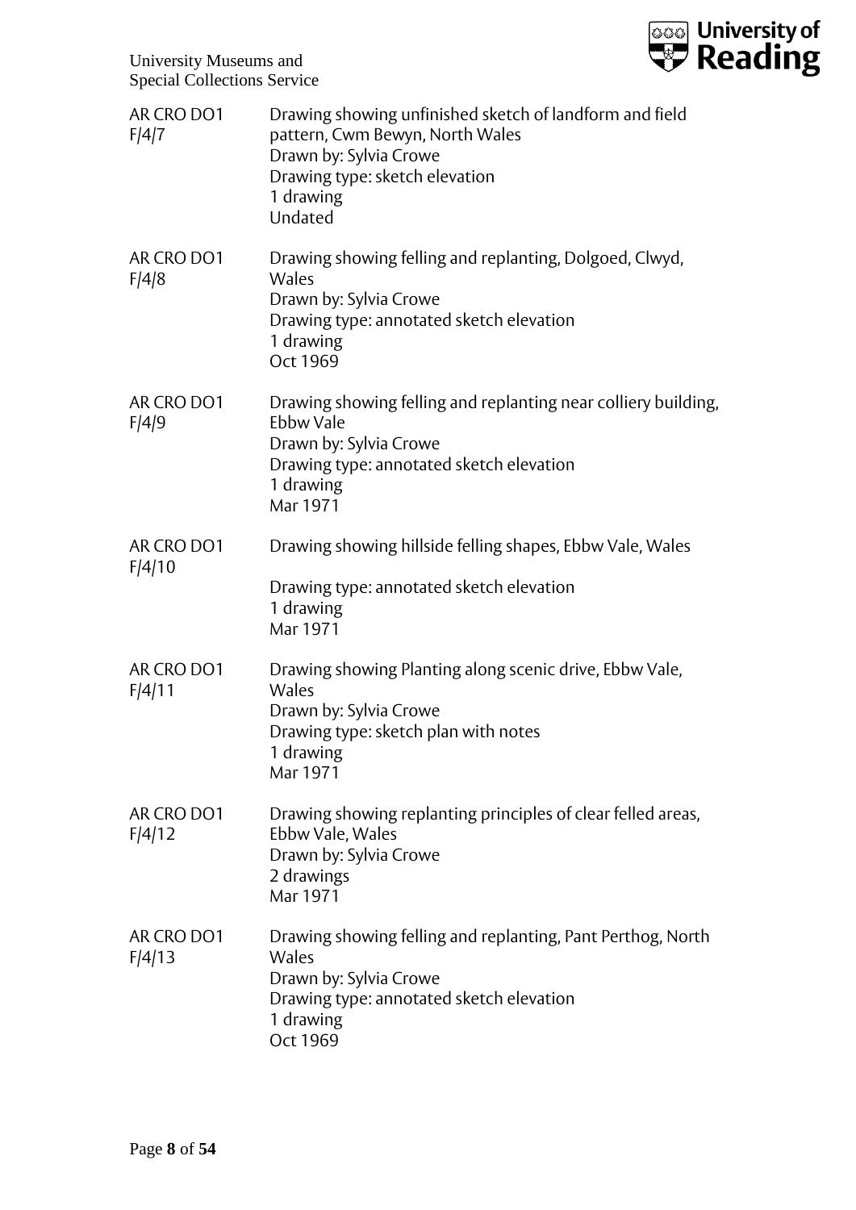| | |
|---|---|
| AR CRO DO1 F/4/7 | Drawing showing unfinished sketch of landform and field pattern, Cwm Bewyn, North Wales<br>Drawn by: Sylvia Crowe<br>Drawing type: sketch elevation<br>1 drawing<br>Undated |
| AR CRO DO1 F/4/8 | Drawing showing felling and replanting, Dolgoed, Clwyd, Wales<br>Drawn by: Sylvia Crowe<br>Drawing type: annotated sketch elevation<br>1 drawing<br>Oct 1969 |
| AR CRO DO1 F/4/9 | Drawing showing felling and replanting near colliery building, Ebbw Vale<br>Drawn by: Sylvia Crowe<br>Drawing type: annotated sketch elevation<br>1 drawing<br>Mar 1971 |
| AR CRO DO1 F/4/10 | Drawing showing hillside felling shapes, Ebbw Vale, Wales<br>Drawing type: annotated sketch elevation<br>1 drawing<br>Mar 1971 |
| AR CRO DO1 F/4/11 | Drawing showing Planting along scenic drive, Ebbw Vale, Wales<br>Drawn by: Sylvia Crowe<br>Drawing type: sketch plan with notes<br>1 drawing<br>Mar 1971 |
| AR CRO DO1 F/4/12 | Drawing showing replanting principles of clear felled areas, Ebbw Vale, Wales<br>Drawn by: Sylvia Crowe<br>2 drawings<br>Mar 1971 |
| AR CRO DO1 F/4/13 | Drawing showing felling and replanting, Pant Perthog, North Wales<br>Drawn by: Sylvia Crowe<br>Drawing type: annotated sketch elevation<br>1 drawing<br>Oct 1969 |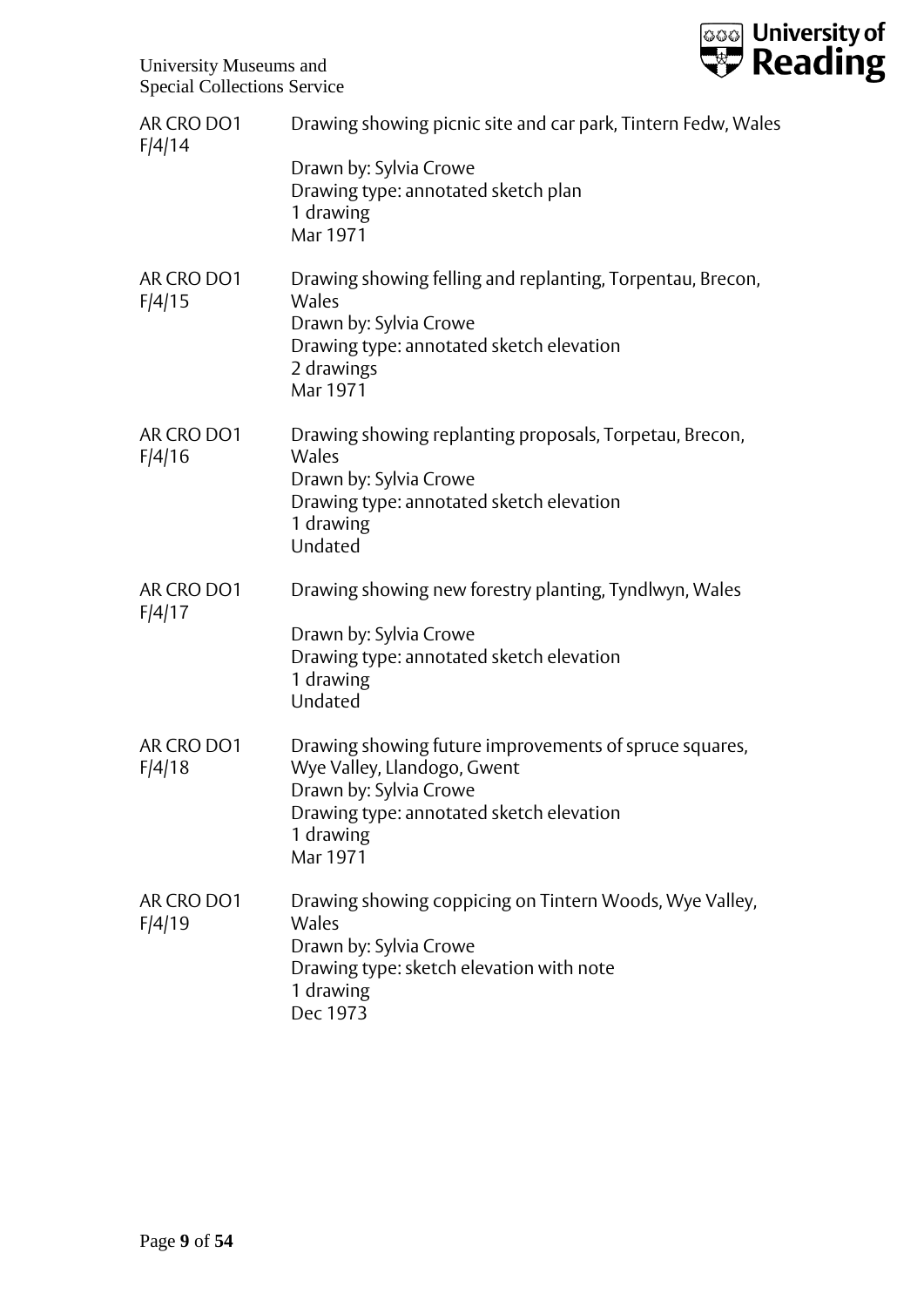| | |
|---|---|
| AR CRO DO1 F/4/14 | Drawing showing picnic site and car park, Tintern Fedw, Wales<br><br>Drawn by: Sylvia Crowe<br>Drawing type: annotated sketch plan<br>1 drawing<br>Mar 1971 |
| AR CRO DO1 F/4/15 | Drawing showing felling and replanting, Torpentau, Brecon, Wales<br>Drawn by: Sylvia Crowe<br>Drawing type: annotated sketch elevation<br>2 drawings<br>Mar 1971 |
| AR CRO DO1 F/4/16 | Drawing showing replanting proposals, Torpetau, Brecon, Wales<br>Drawn by: Sylvia Crowe<br>Drawing type: annotated sketch elevation<br>1 drawing<br>Undated |
| AR CRO DO1 F/4/17 | Drawing showing new forestry planting, Tyndlwyn, Wales<br><br>Drawn by: Sylvia Crowe<br>Drawing type: annotated sketch elevation<br>1 drawing<br>Undated |
| AR CRO DO1 F/4/18 | Drawing showing future improvements of spruce squares, Wye Valley, Llandogo, Gwent<br>Drawn by: Sylvia Crowe<br>Drawing type: annotated sketch elevation<br>1 drawing<br>Mar 1971 |
| AR CRO DO1 F/4/19 | Drawing showing coppicing on Tintern Woods, Wye Valley, Wales<br>Drawn by: Sylvia Crowe<br>Drawing type: sketch elevation with note<br>1 drawing<br>Dec 1973 |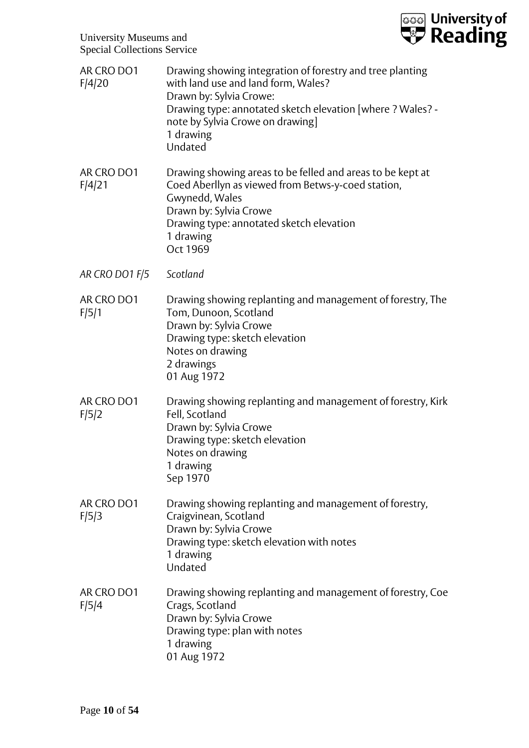AR CRO DO1 F/4/20

Drawing showing integration of forestry and tree planting with land use and land form, Wales?
Drawn by: Sylvia Crowe:
Drawing type: annotated sketch elevation [where ? Wales? - note by Sylvia Crowe on drawing]
1 drawing
Undated

AR CRO DO1 F/4/21

Drawing showing areas to be felled and areas to be kept at Coed Aberllyn as viewed from Betws-y-coed station, Gwynedd, Wales
Drawn by: Sylvia Crowe
Drawing type: annotated sketch elevation
1 drawing
Oct 1969

*AR CRO DO1 F/5 Scotland*

AR CRO DO1 F/5/1

Drawing showing replanting and management of forestry, The Tom, Dunoon, Scotland
Drawn by: Sylvia Crowe
Drawing type: sketch elevation
Notes on drawing
2 drawings
01 Aug 1972

AR CRO DO1 F/5/2

Drawing showing replanting and management of forestry, Kirk Fell, Scotland
Drawn by: Sylvia Crowe
Drawing type: sketch elevation
Notes on drawing
1 drawing
Sep 1970

AR CRO DO1 F/5/3

Drawing showing replanting and management of forestry, Craigvinean, Scotland
Drawn by: Sylvia Crowe
Drawing type: sketch elevation with notes
1 drawing
Undated

AR CRO DO1 F/5/4

Drawing showing replanting and management of forestry, Coe Crags, Scotland
Drawn by: Sylvia Crowe
Drawing type: plan with notes
1 drawing
01 Aug 1972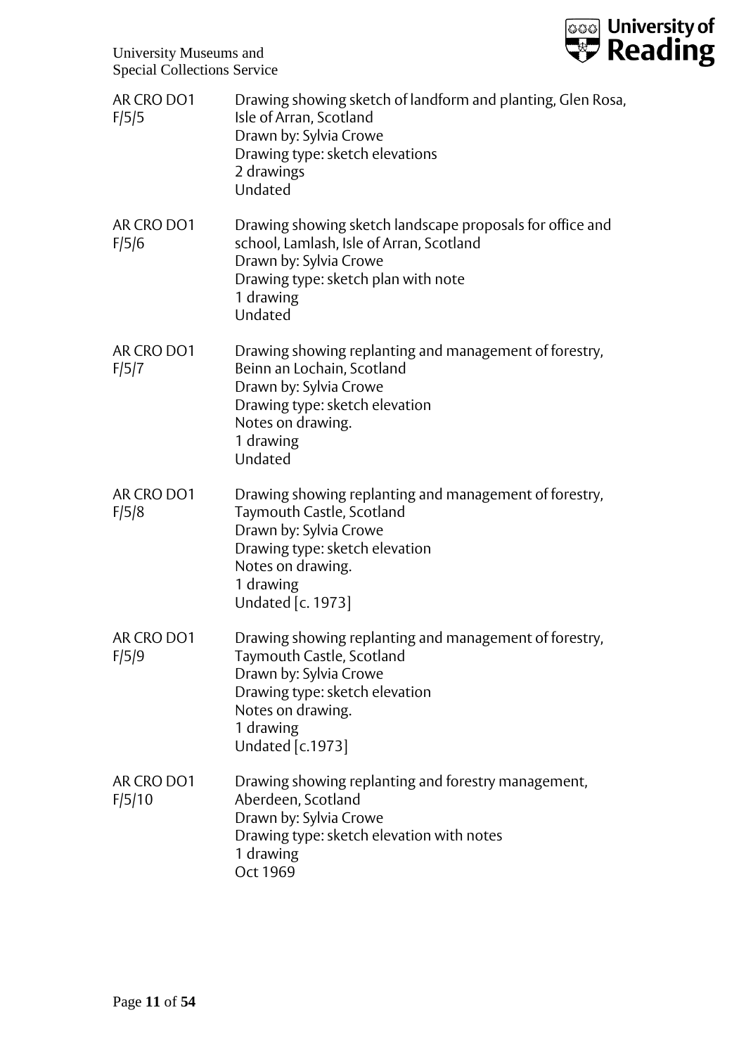| | |
|---|---|
| AR CRO DO1 F/5/5 | Drawing showing sketch of landform and planting, Glen Rosa, Isle of Arran, Scotland<br>Drawn by: Sylvia Crowe<br>Drawing type: sketch elevations<br>2 drawings<br>Undated |
| AR CRO DO1 F/5/6 | Drawing showing sketch landscape proposals for office and school, Lamlash, Isle of Arran, Scotland<br>Drawn by: Sylvia Crowe<br>Drawing type: sketch plan with note<br>1 drawing<br>Undated |
| AR CRO DO1 F/5/7 | Drawing showing replanting and management of forestry, Beinn an Lochain, Scotland<br>Drawn by: Sylvia Crowe<br>Drawing type: sketch elevation<br>Notes on drawing.<br>1 drawing<br>Undated |
| AR CRO DO1 F/5/8 | Drawing showing replanting and management of forestry, Taymouth Castle, Scotland<br>Drawn by: Sylvia Crowe<br>Drawing type: sketch elevation<br>Notes on drawing.<br>1 drawing<br>Undated [c. 1973] |
| AR CRO DO1 F/5/9 | Drawing showing replanting and management of forestry, Taymouth Castle, Scotland<br>Drawn by: Sylvia Crowe<br>Drawing type: sketch elevation<br>Notes on drawing.<br>1 drawing<br>Undated [c.1973] |
| AR CRO DO1 F/5/10 | Drawing showing replanting and forestry management, Aberdeen, Scotland<br>Drawn by: Sylvia Crowe<br>Drawing type: sketch elevation with notes<br>1 drawing<br>Oct 1969 |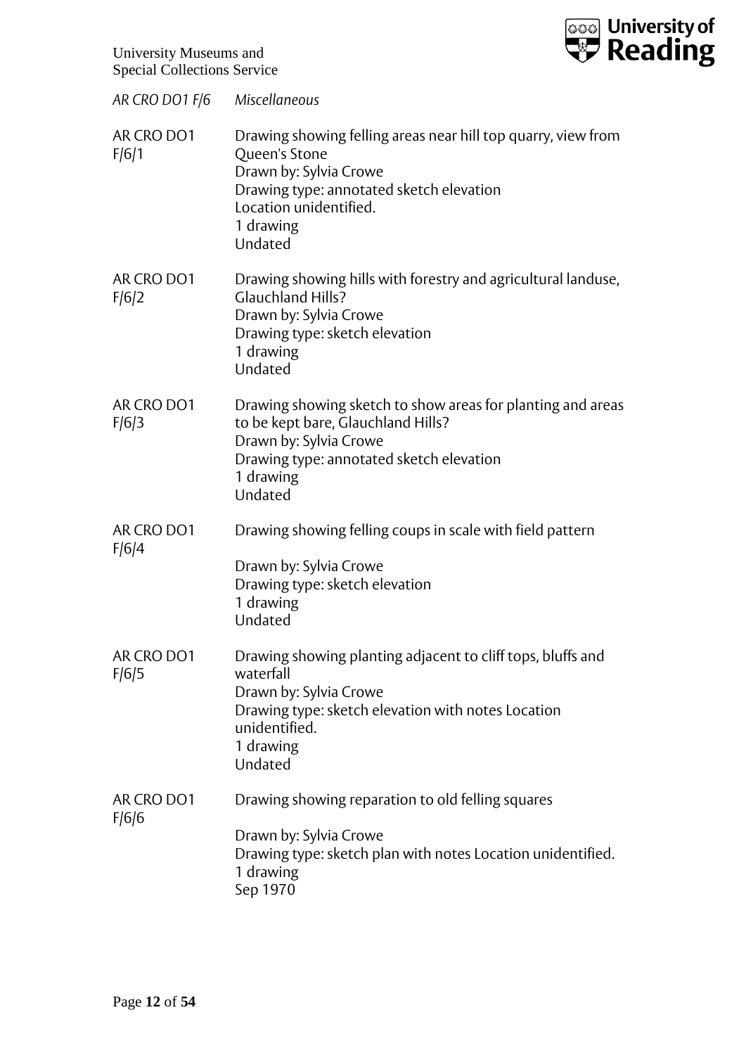*AR CRO DO1 F/6 Miscellaneous*

| | |
|---|---|
| AR CRO DO1 F/6/1 | Drawing showing felling areas near hill top quarry, view from Queen's Stone<br>Drawn by: Sylvia Crowe<br>Drawing type: annotated sketch elevation<br>Location unidentified.<br>1 drawing<br>Undated |
| AR CRO DO1 F/6/2 | Drawing showing hills with forestry and agricultural landuse, Glauchland Hills?<br>Drawn by: Sylvia Crowe<br>Drawing type: sketch elevation<br>1 drawing<br>Undated |
| AR CRO DO1 F/6/3 | Drawing showing sketch to show areas for planting and areas to be kept bare, Glauchland Hills?<br>Drawn by: Sylvia Crowe<br>Drawing type: annotated sketch elevation<br>1 drawing<br>Undated |
| AR CRO DO1 F/6/4 | Drawing showing felling coups in scale with field pattern<br><br>Drawn by: Sylvia Crowe<br>Drawing type: sketch elevation<br>1 drawing<br>Undated |
| AR CRO DO1 F/6/5 | Drawing showing planting adjacent to cliff tops, bluffs and waterfall<br>Drawn by: Sylvia Crowe<br>Drawing type: sketch elevation with notes Location unidentified.<br>1 drawing<br>Undated |
| AR CRO DO1 F/6/6 | Drawing showing reparation to old felling squares<br><br>Drawn by: Sylvia Crowe<br>Drawing type: sketch plan with notes Location unidentified.<br>1 drawing<br>Sep 1970 |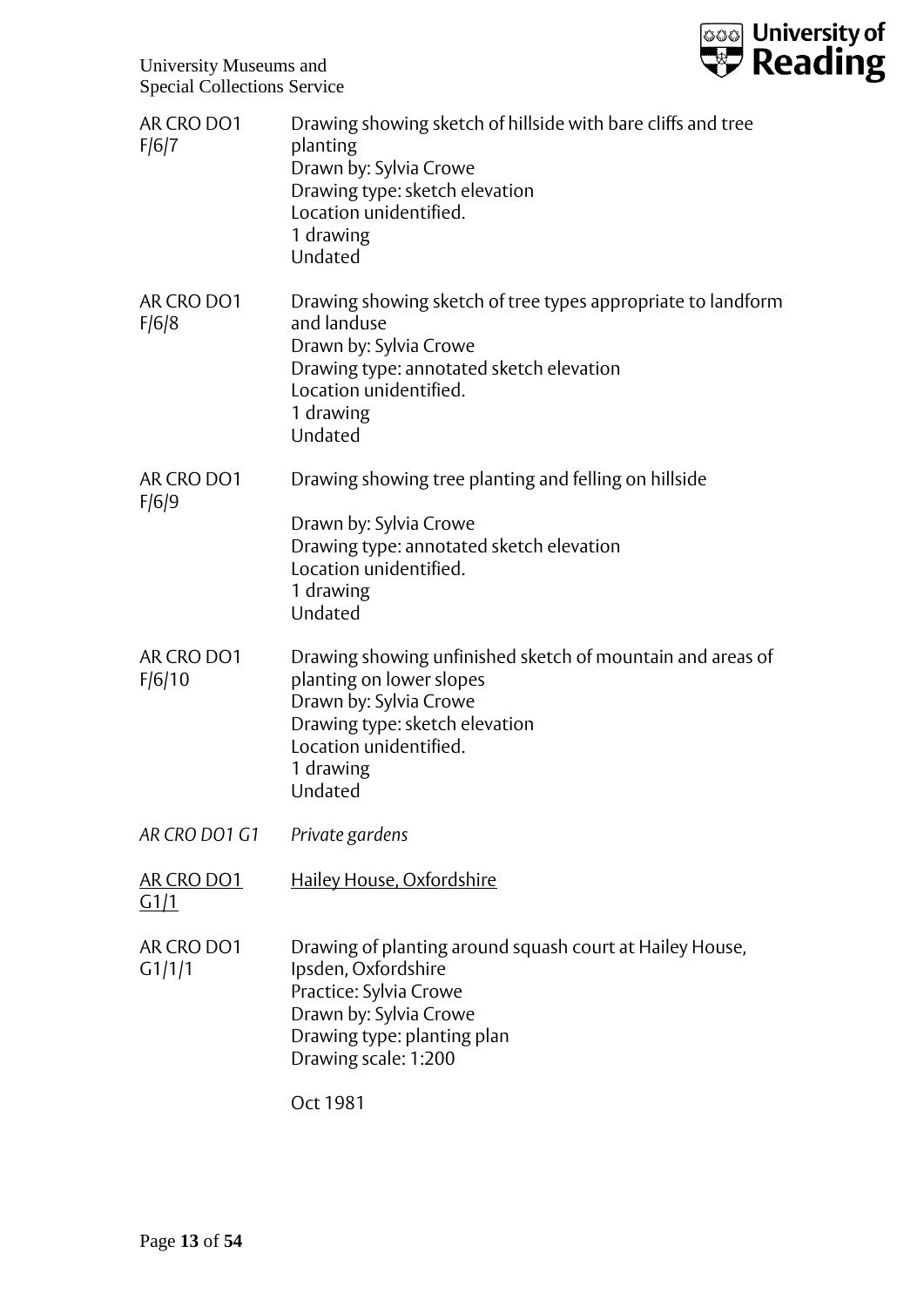AR CRO DO1 F/6/7

Drawing showing sketch of hillside with bare cliffs and tree planting
Drawn by: Sylvia Crowe
Drawing type: sketch elevation
Location unidentified.
1 drawing
Undated

AR CRO DO1 F/6/8

Drawing showing sketch of tree types appropriate to landform and landuse
Drawn by: Sylvia Crowe
Drawing type: annotated sketch elevation
Location unidentified.
1 drawing
Undated

AR CRO DO1 F/6/9

Drawing showing tree planting and felling on hillside

Drawn by: Sylvia Crowe
Drawing type: annotated sketch elevation
Location unidentified.
1 drawing
Undated

AR CRO DO1 F/6/10

Drawing showing unfinished sketch of mountain and areas of planting on lower slopes
Drawn by: Sylvia Crowe
Drawing type: sketch elevation
Location unidentified.
1 drawing
Undated

*AR CRO DO1 G1* — *Private gardens*

<u>AR CRO DO1 G1/1</u> — <u>Hailey House, Oxfordshire</u>

AR CRO DO1 G1/1/1

Drawing of planting around squash court at Hailey House, Ipsden, Oxfordshire
Practice: Sylvia Crowe
Drawn by: Sylvia Crowe
Drawing type: planting plan
Drawing scale: 1:200

Oct 1981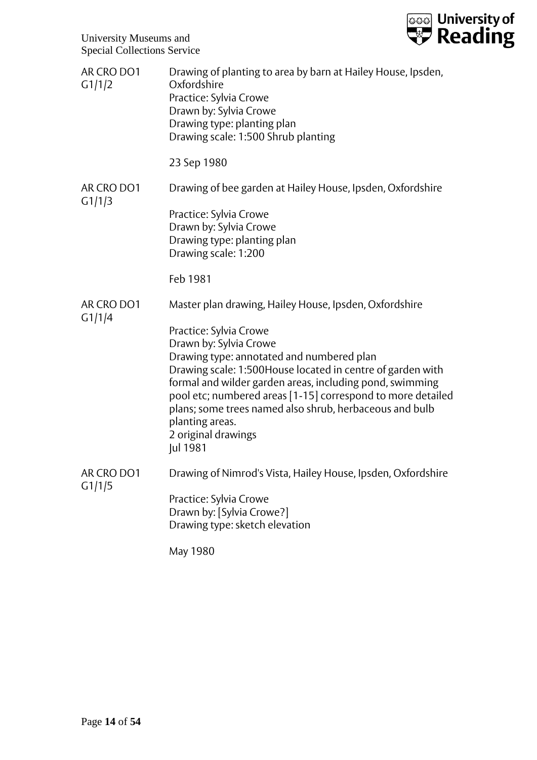AR CRO DO1 G1/1/2

Drawing of planting to area by barn at Hailey House, Ipsden, Oxfordshire
Practice: Sylvia Crowe
Drawn by: Sylvia Crowe
Drawing type: planting plan
Drawing scale: 1:500 Shrub planting

23 Sep 1980

AR CRO DO1 G1/1/3

Drawing of bee garden at Hailey House, Ipsden, Oxfordshire

Practice: Sylvia Crowe
Drawn by: Sylvia Crowe
Drawing type: planting plan
Drawing scale: 1:200

Feb 1981

AR CRO DO1 G1/1/4

Master plan drawing, Hailey House, Ipsden, Oxfordshire

Practice: Sylvia Crowe
Drawn by: Sylvia Crowe
Drawing type: annotated and numbered plan
Drawing scale: 1:500House located in centre of garden with formal and wilder garden areas, including pond, swimming pool etc; numbered areas [1-15] correspond to more detailed plans; some trees named also shrub, herbaceous and bulb planting areas.
2 original drawings
Jul 1981

AR CRO DO1 G1/1/5

Drawing of Nimrod's Vista, Hailey House, Ipsden, Oxfordshire

Practice: Sylvia Crowe
Drawn by: [Sylvia Crowe?]
Drawing type: sketch elevation

May 1980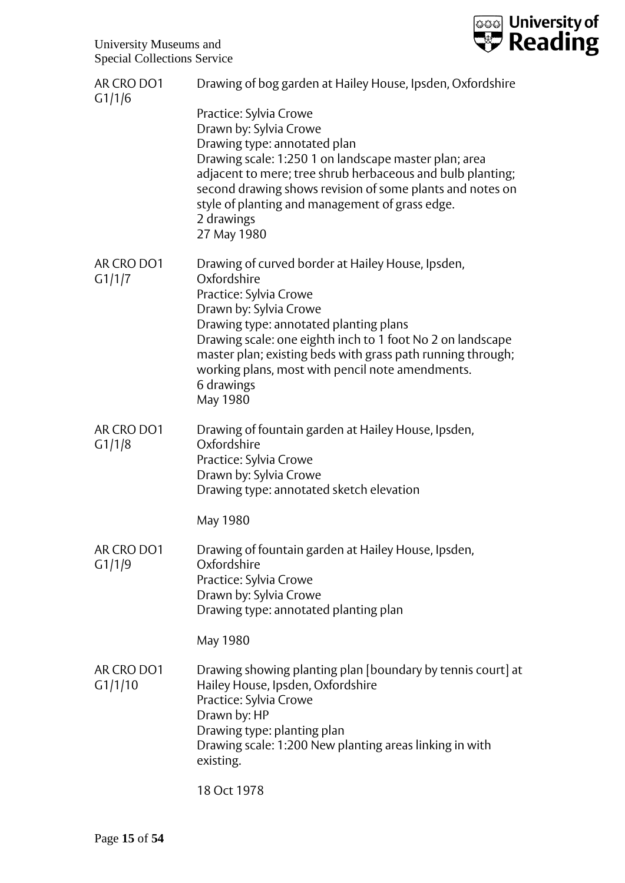| | |
|---|---|
| AR CRO DO1 G1/1/6 | Drawing of bog garden at Hailey House, Ipsden, Oxfordshire<br><br>Practice: Sylvia Crowe<br>Drawn by: Sylvia Crowe<br>Drawing type: annotated plan<br>Drawing scale: 1:250 1 on landscape master plan; area adjacent to mere; tree shrub herbaceous and bulb planting; second drawing shows revision of some plants and notes on style of planting and management of grass edge.<br>2 drawings<br>27 May 1980 |
| AR CRO DO1 G1/1/7 | Drawing of curved border at Hailey House, Ipsden, Oxfordshire<br>Practice: Sylvia Crowe<br>Drawn by: Sylvia Crowe<br>Drawing type: annotated planting plans<br>Drawing scale: one eighth inch to 1 foot No 2 on landscape master plan; existing beds with grass path running through; working plans, most with pencil note amendments.<br>6 drawings<br>May 1980 |
| AR CRO DO1 G1/1/8 | Drawing of fountain garden at Hailey House, Ipsden, Oxfordshire<br>Practice: Sylvia Crowe<br>Drawn by: Sylvia Crowe<br>Drawing type: annotated sketch elevation<br><br>May 1980 |
| AR CRO DO1 G1/1/9 | Drawing of fountain garden at Hailey House, Ipsden, Oxfordshire<br>Practice: Sylvia Crowe<br>Drawn by: Sylvia Crowe<br>Drawing type: annotated planting plan<br><br>May 1980 |
| AR CRO DO1 G1/1/10 | Drawing showing planting plan [boundary by tennis court] at Hailey House, Ipsden, Oxfordshire<br>Practice: Sylvia Crowe<br>Drawn by: HP<br>Drawing type: planting plan<br>Drawing scale: 1:200 New planting areas linking in with existing.<br><br>18 Oct 1978 |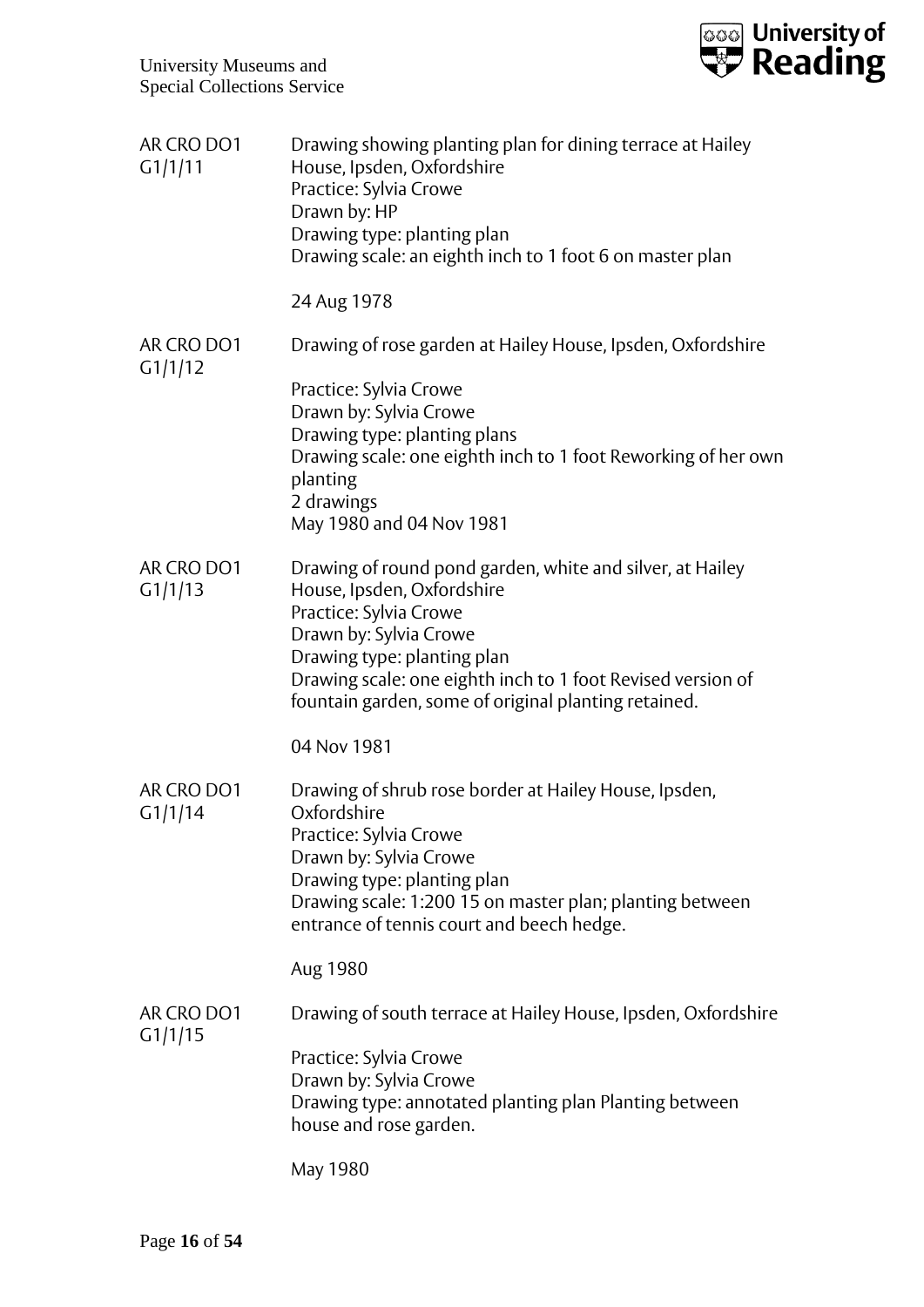| | |
|---|---|
| AR CRO DO1 G1/1/11 | Drawing showing planting plan for dining terrace at Hailey House, Ipsden, Oxfordshire<br>Practice: Sylvia Crowe<br>Drawn by: HP<br>Drawing type: planting plan<br>Drawing scale: an eighth inch to 1 foot 6 on master plan<br><br>24 Aug 1978 |
| AR CRO DO1 G1/1/12 | Drawing of rose garden at Hailey House, Ipsden, Oxfordshire<br><br>Practice: Sylvia Crowe<br>Drawn by: Sylvia Crowe<br>Drawing type: planting plans<br>Drawing scale: one eighth inch to 1 foot Reworking of her own planting<br>2 drawings<br>May 1980 and 04 Nov 1981 |
| AR CRO DO1 G1/1/13 | Drawing of round pond garden, white and silver, at Hailey House, Ipsden, Oxfordshire<br>Practice: Sylvia Crowe<br>Drawn by: Sylvia Crowe<br>Drawing type: planting plan<br>Drawing scale: one eighth inch to 1 foot Revised version of fountain garden, some of original planting retained.<br><br>04 Nov 1981 |
| AR CRO DO1 G1/1/14 | Drawing of shrub rose border at Hailey House, Ipsden, Oxfordshire<br>Practice: Sylvia Crowe<br>Drawn by: Sylvia Crowe<br>Drawing type: planting plan<br>Drawing scale: 1:200 15 on master plan; planting between entrance of tennis court and beech hedge.<br><br>Aug 1980 |
| AR CRO DO1 G1/1/15 | Drawing of south terrace at Hailey House, Ipsden, Oxfordshire<br><br>Practice: Sylvia Crowe<br>Drawn by: Sylvia Crowe<br>Drawing type: annotated planting plan Planting between house and rose garden.<br><br>May 1980 |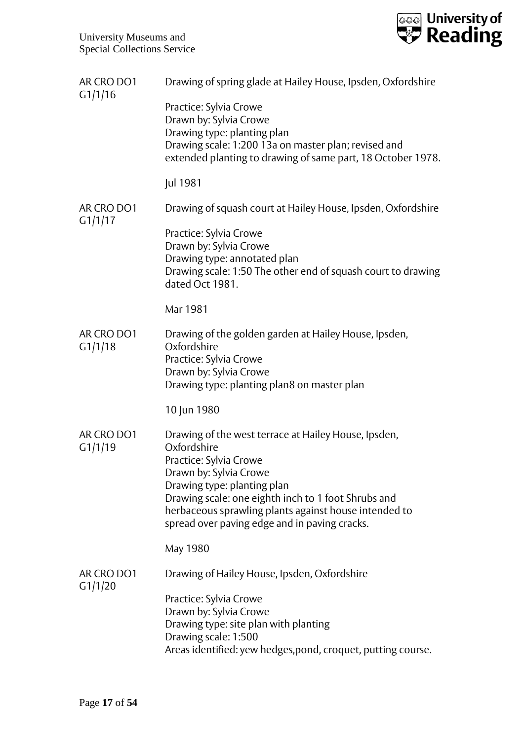AR CRO DO1 G1/1/16

Drawing of spring glade at Hailey House, Ipsden, Oxfordshire

Practice: Sylvia Crowe
Drawn by: Sylvia Crowe
Drawing type: planting plan
Drawing scale: 1:200 13a on master plan; revised and extended planting to drawing of same part, 18 October 1978.

Jul 1981

AR CRO DO1 G1/1/17

Drawing of squash court at Hailey House, Ipsden, Oxfordshire

Practice: Sylvia Crowe
Drawn by: Sylvia Crowe
Drawing type: annotated plan
Drawing scale: 1:50 The other end of squash court to drawing dated Oct 1981.

Mar 1981

AR CRO DO1 G1/1/18

Drawing of the golden garden at Hailey House, Ipsden, Oxfordshire
Practice: Sylvia Crowe
Drawn by: Sylvia Crowe
Drawing type: planting plan8 on master plan

10 Jun 1980

AR CRO DO1 G1/1/19

Drawing of the west terrace at Hailey House, Ipsden, Oxfordshire
Practice: Sylvia Crowe
Drawn by: Sylvia Crowe
Drawing type: planting plan
Drawing scale: one eighth inch to 1 foot Shrubs and herbaceous sprawling plants against house intended to spread over paving edge and in paving cracks.

May 1980

AR CRO DO1 G1/1/20

Drawing of Hailey House, Ipsden, Oxfordshire

Practice: Sylvia Crowe
Drawn by: Sylvia Crowe
Drawing type: site plan with planting
Drawing scale: 1:500
Areas identified: yew hedges,pond, croquet, putting course.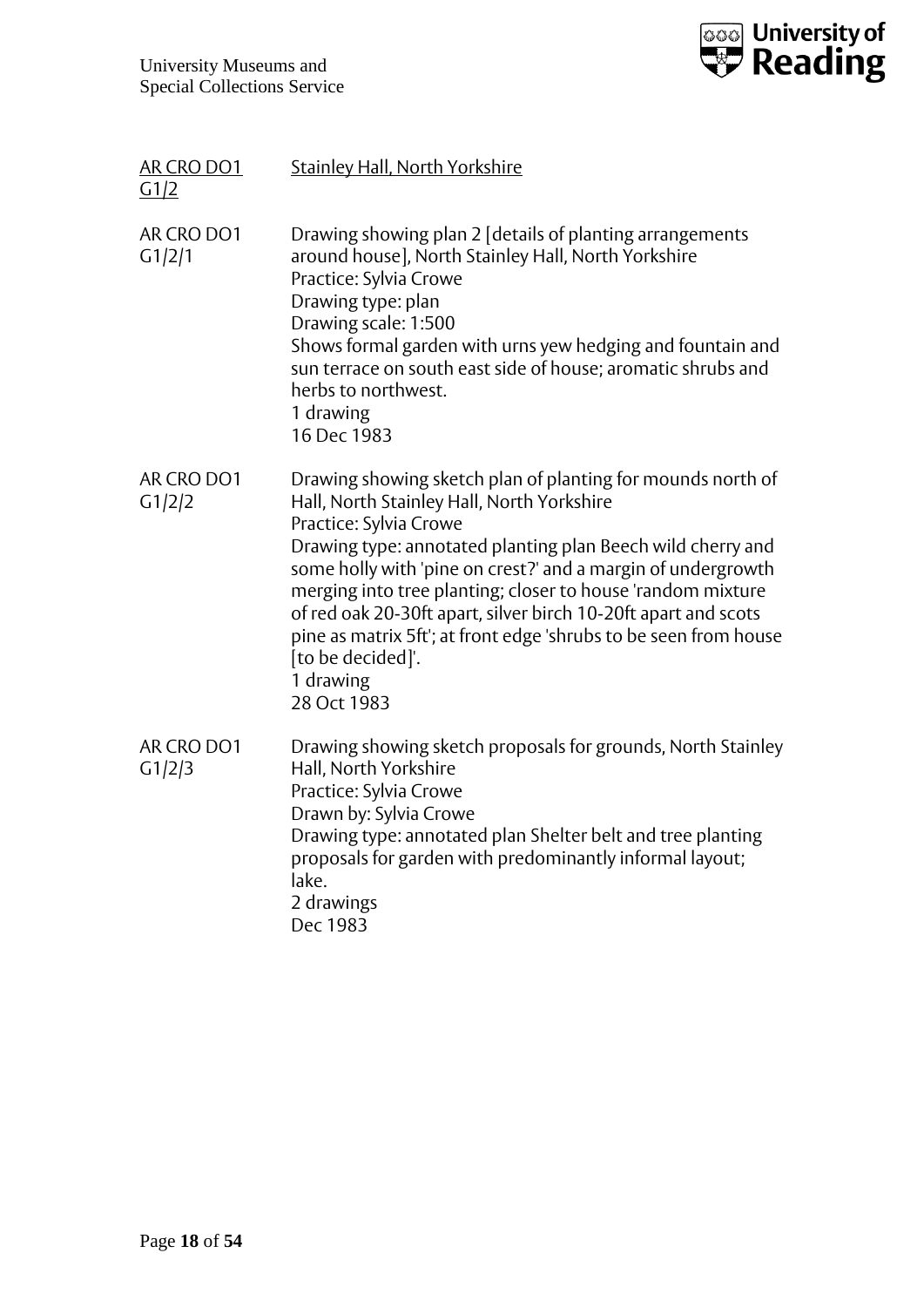<u>AR CRO DO1 G1/2</u> <u>Stainley Hall, North Yorkshire</u>

AR CRO DO1 G1/2/1

Drawing showing plan 2 [details of planting arrangements around house], North Stainley Hall, North Yorkshire
Practice: Sylvia Crowe
Drawing type: plan
Drawing scale: 1:500
Shows formal garden with urns yew hedging and fountain and sun terrace on south east side of house; aromatic shrubs and herbs to northwest.
1 drawing
16 Dec 1983

AR CRO DO1 G1/2/2

Drawing showing sketch plan of planting for mounds north of Hall, North Stainley Hall, North Yorkshire
Practice: Sylvia Crowe
Drawing type: annotated planting plan Beech wild cherry and some holly with 'pine on crest?' and a margin of undergrowth merging into tree planting; closer to house 'random mixture of red oak 20-30ft apart, silver birch 10-20ft apart and scots pine as matrix 5ft'; at front edge 'shrubs to be seen from house [to be decided]'.
1 drawing
28 Oct 1983

AR CRO DO1 G1/2/3

Drawing showing sketch proposals for grounds, North Stainley Hall, North Yorkshire
Practice: Sylvia Crowe
Drawn by: Sylvia Crowe
Drawing type: annotated plan Shelter belt and tree planting proposals for garden with predominantly informal layout; lake.
2 drawings
Dec 1983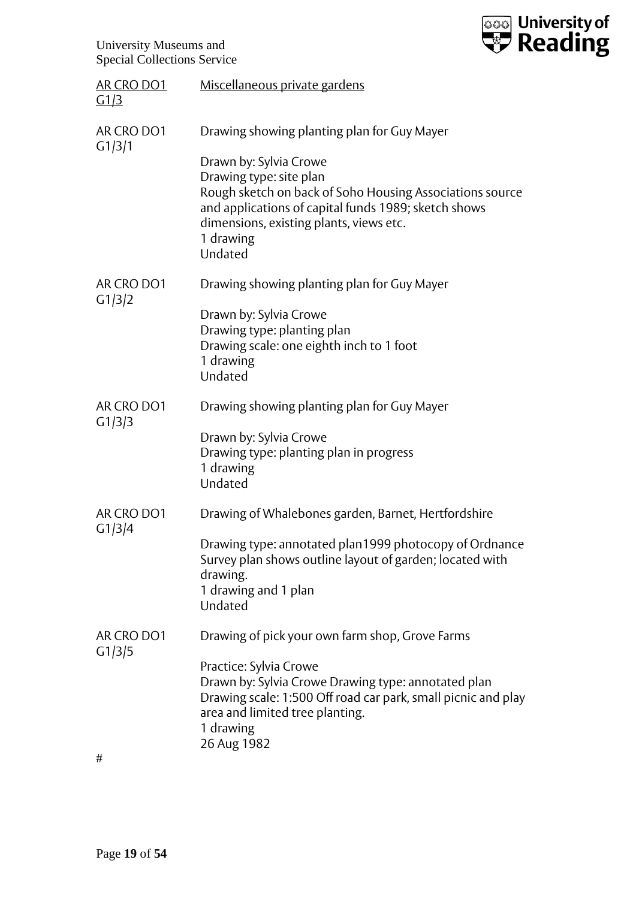AR CRO DO1 G1/3 — Miscellaneous private gardens

AR CRO DO1 G1/3/1

Drawing showing planting plan for Guy Mayer

Drawn by: Sylvia Crowe
Drawing type: site plan
Rough sketch on back of Soho Housing Associations source and applications of capital funds 1989; sketch shows dimensions, existing plants, views etc.
1 drawing
Undated

AR CRO DO1 G1/3/2

Drawing showing planting plan for Guy Mayer

Drawn by: Sylvia Crowe
Drawing type: planting plan
Drawing scale: one eighth inch to 1 foot
1 drawing
Undated

AR CRO DO1 G1/3/3

Drawing showing planting plan for Guy Mayer

Drawn by: Sylvia Crowe
Drawing type: planting plan in progress
1 drawing
Undated

AR CRO DO1 G1/3/4

Drawing of Whalebones garden, Barnet, Hertfordshire

Drawing type: annotated plan1999 photocopy of Ordnance Survey plan shows outline layout of garden; located with drawing.
1 drawing and 1 plan
Undated

AR CRO DO1 G1/3/5

Drawing of pick your own farm shop, Grove Farms

Practice: Sylvia Crowe
Drawn by: Sylvia Crowe Drawing type: annotated plan
Drawing scale: 1:500 Off road car park, small picnic and play area and limited tree planting.
1 drawing
26 Aug 1982

#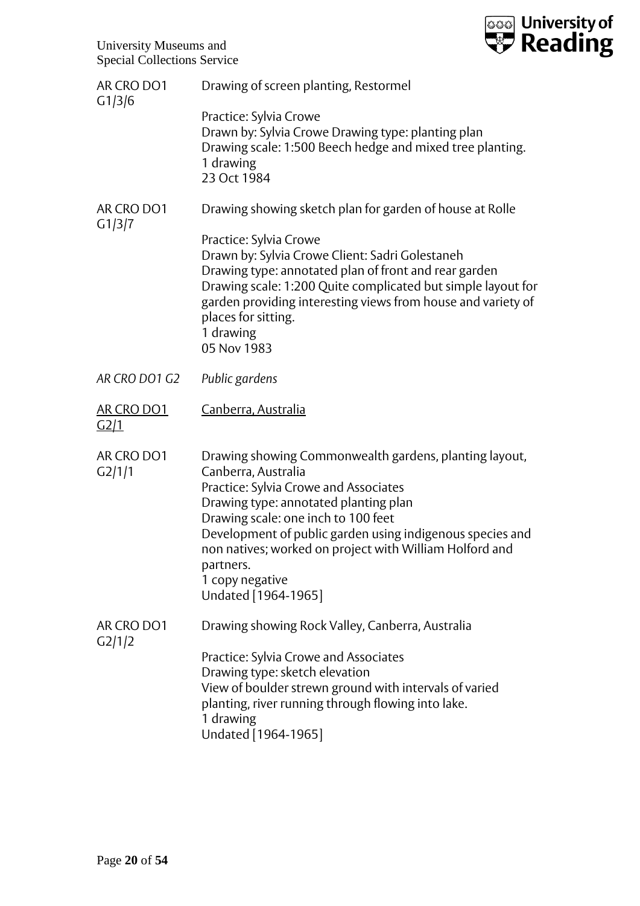AR CRO DO1 G1/3/6 — Drawing of screen planting, Restormel

Practice: Sylvia Crowe
Drawn by: Sylvia Crowe Drawing type: planting plan
Drawing scale: 1:500 Beech hedge and mixed tree planting.
1 drawing
23 Oct 1984

AR CRO DO1 G1/3/7 — Drawing showing sketch plan for garden of house at Rolle

Practice: Sylvia Crowe
Drawn by: Sylvia Crowe Client: Sadri Golestaneh
Drawing type: annotated plan of front and rear garden
Drawing scale: 1:200 Quite complicated but simple layout for garden providing interesting views from house and variety of places for sitting.
1 drawing
05 Nov 1983

*AR CRO DO1 G2 — Public gardens*

<u>AR CRO DO1 G2/1 — Canberra, Australia</u>

AR CRO DO1 G2/1/1 — Drawing showing Commonwealth gardens, planting layout, Canberra, Australia

Practice: Sylvia Crowe and Associates
Drawing type: annotated planting plan
Drawing scale: one inch to 100 feet
Development of public garden using indigenous species and non natives; worked on project with William Holford and partners.
1 copy negative
Undated [1964-1965]

AR CRO DO1 G2/1/2 — Drawing showing Rock Valley, Canberra, Australia

Practice: Sylvia Crowe and Associates
Drawing type: sketch elevation
View of boulder strewn ground with intervals of varied planting, river running through flowing into lake.
1 drawing
Undated [1964-1965]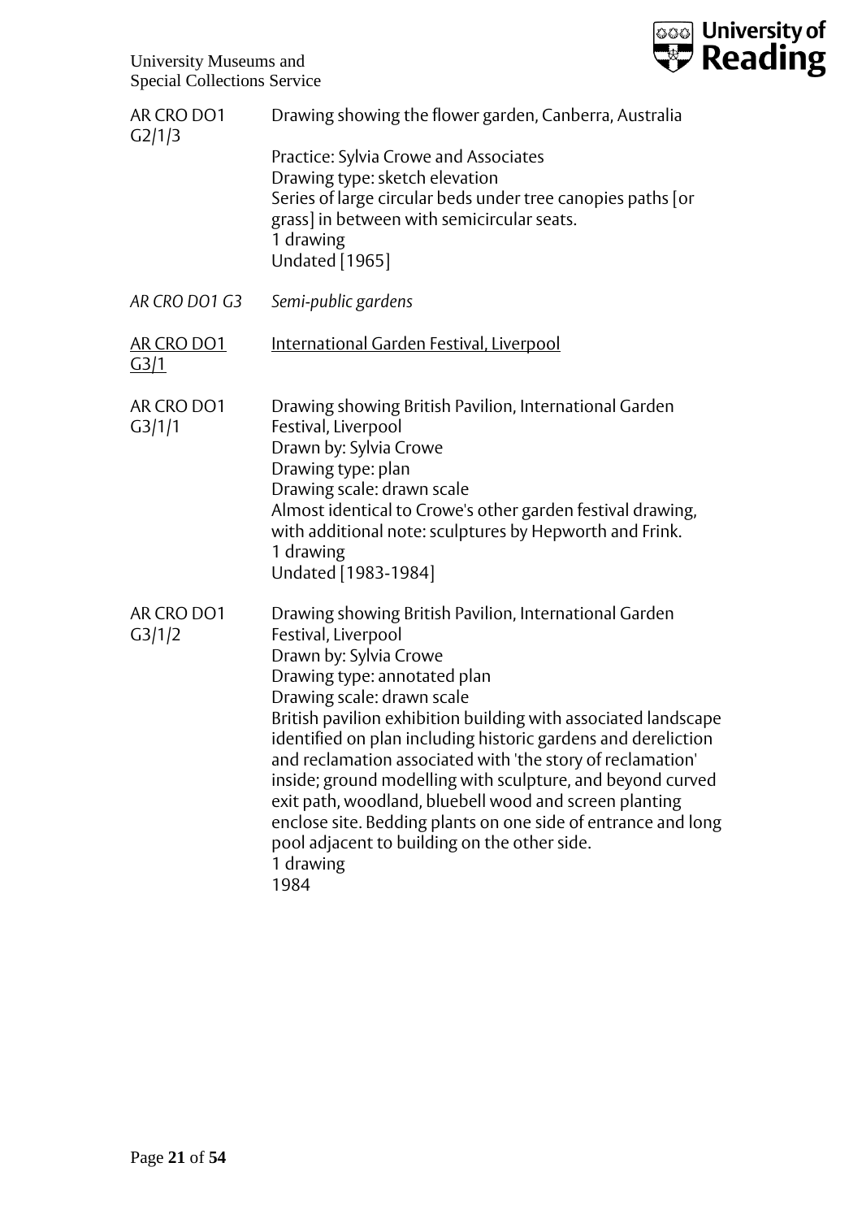AR CRO DO1 G2/1/3

Drawing showing the flower garden, Canberra, Australia

Practice: Sylvia Crowe and Associates
Drawing type: sketch elevation
Series of large circular beds under tree canopies paths [or grass] in between with semicircular seats.
1 drawing
Undated [1965]

*AR CRO DO1 G3* *Semi-public gardens*

<u>AR CRO DO1 G3/1</u> <u>International Garden Festival, Liverpool</u>

AR CRO DO1 G3/1/1

Drawing showing British Pavilion, International Garden Festival, Liverpool
Drawn by: Sylvia Crowe
Drawing type: plan
Drawing scale: drawn scale
Almost identical to Crowe's other garden festival drawing, with additional note: sculptures by Hepworth and Frink.
1 drawing
Undated [1983-1984]

AR CRO DO1 G3/1/2

Drawing showing British Pavilion, International Garden Festival, Liverpool
Drawn by: Sylvia Crowe
Drawing type: annotated plan
Drawing scale: drawn scale
British pavilion exhibition building with associated landscape identified on plan including historic gardens and dereliction and reclamation associated with 'the story of reclamation' inside; ground modelling with sculpture, and beyond curved exit path, woodland, bluebell wood and screen planting enclose site. Bedding plants on one side of entrance and long pool adjacent to building on the other side.
1 drawing
1984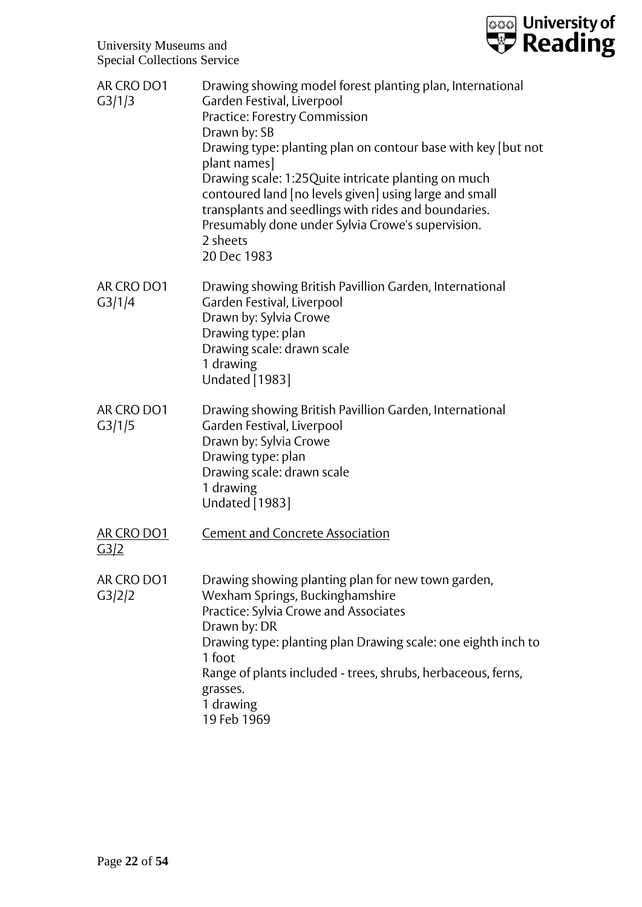AR CRO DO1 G3/1/3

Drawing showing model forest planting plan, International Garden Festival, Liverpool
Practice: Forestry Commission
Drawn by: SB
Drawing type: planting plan on contour base with key [but not plant names]
Drawing scale: 1:25Quite intricate planting on much contoured land [no levels given] using large and small transplants and seedlings with rides and boundaries. Presumably done under Sylvia Crowe's supervision.
2 sheets
20 Dec 1983

AR CRO DO1 G3/1/4

Drawing showing British Pavillion Garden, International Garden Festival, Liverpool
Drawn by: Sylvia Crowe
Drawing type: plan
Drawing scale: drawn scale
1 drawing
Undated [1983]

AR CRO DO1 G3/1/5

Drawing showing British Pavillion Garden, International Garden Festival, Liverpool
Drawn by: Sylvia Crowe
Drawing type: plan
Drawing scale: drawn scale
1 drawing
Undated [1983]

<u>AR CRO DO1 G3/2</u>

<u>Cement and Concrete Association</u>

AR CRO DO1 G3/2/2

Drawing showing planting plan for new town garden, Wexham Springs, Buckinghamshire
Practice: Sylvia Crowe and Associates
Drawn by: DR
Drawing type: planting plan Drawing scale: one eighth inch to 1 foot
Range of plants included - trees, shrubs, herbaceous, ferns, grasses.
1 drawing
19 Feb 1969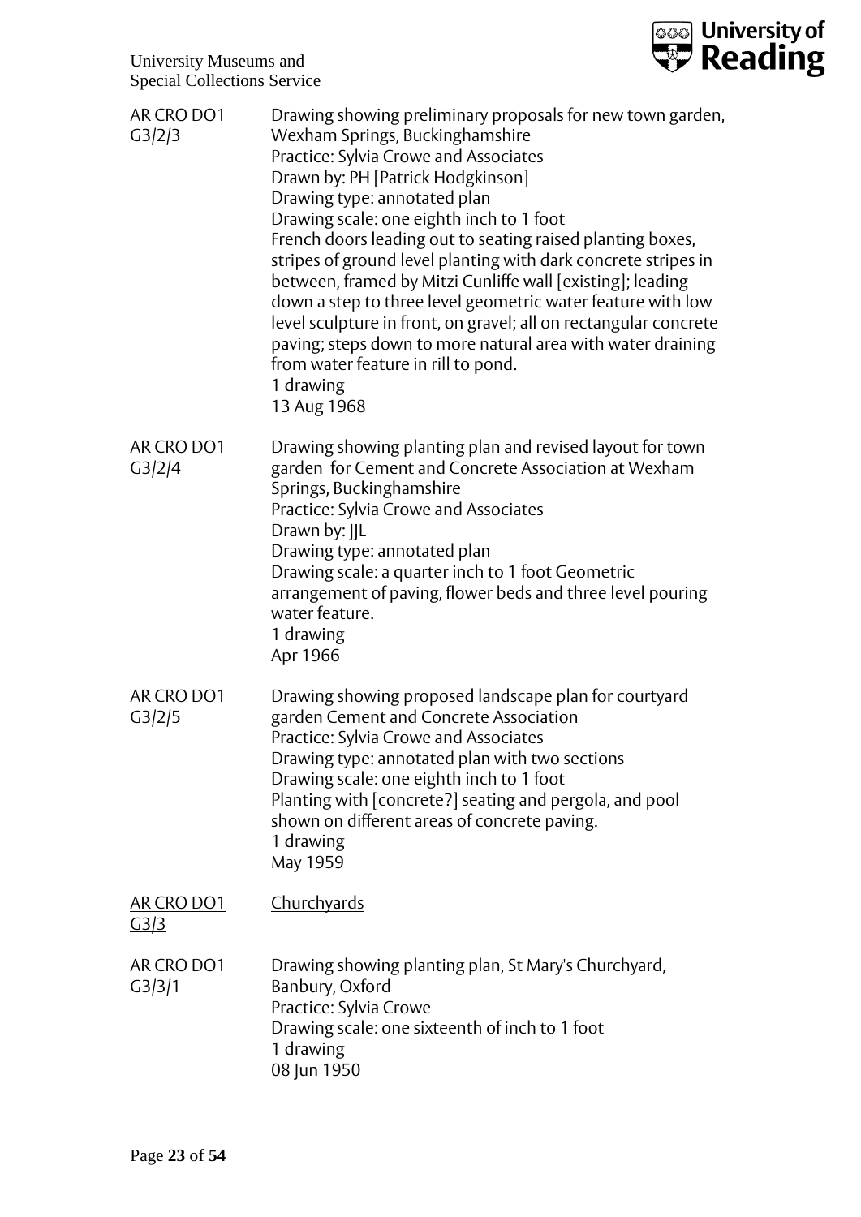AR CRO DO1 G3/2/3

Drawing showing preliminary proposals for new town garden, Wexham Springs, Buckinghamshire
Practice: Sylvia Crowe and Associates
Drawn by: PH [Patrick Hodgkinson]
Drawing type: annotated plan
Drawing scale: one eighth inch to 1 foot
French doors leading out to seating raised planting boxes, stripes of ground level planting with dark concrete stripes in between, framed by Mitzi Cunliffe wall [existing]; leading down a step to three level geometric water feature with low level sculpture in front, on gravel; all on rectangular concrete paving; steps down to more natural area with water draining from water feature in rill to pond.
1 drawing
13 Aug 1968

AR CRO DO1 G3/2/4

Drawing showing planting plan and revised layout for town garden for Cement and Concrete Association at Wexham Springs, Buckinghamshire
Practice: Sylvia Crowe and Associates
Drawn by: JJL
Drawing type: annotated plan
Drawing scale: a quarter inch to 1 foot Geometric arrangement of paving, flower beds and three level pouring water feature.
1 drawing
Apr 1966

AR CRO DO1 G3/2/5

Drawing showing proposed landscape plan for courtyard garden Cement and Concrete Association
Practice: Sylvia Crowe and Associates
Drawing type: annotated plan with two sections
Drawing scale: one eighth inch to 1 foot
Planting with [concrete?] seating and pergola, and pool shown on different areas of concrete paving.
1 drawing
May 1959

<u>AR CRO DO1 G3/3</u>

<u>Churchyards</u>

AR CRO DO1 G3/3/1

Drawing showing planting plan, St Mary's Churchyard, Banbury, Oxford
Practice: Sylvia Crowe
Drawing scale: one sixteenth of inch to 1 foot
1 drawing
08 Jun 1950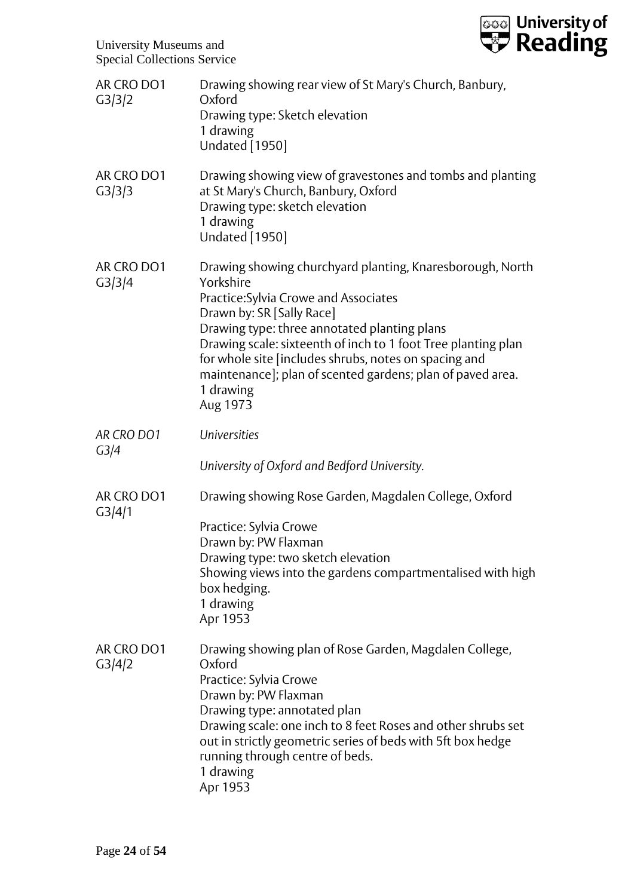AR CRO DO1 G3/3/2

Drawing showing rear view of St Mary's Church, Banbury, Oxford
Drawing type: Sketch elevation
1 drawing
Undated [1950]

AR CRO DO1 G3/3/3

Drawing showing view of gravestones and tombs and planting at St Mary's Church, Banbury, Oxford
Drawing type: sketch elevation
1 drawing
Undated [1950]

AR CRO DO1 G3/3/4

Drawing showing churchyard planting, Knaresborough, North Yorkshire
Practice:Sylvia Crowe and Associates
Drawn by: SR [Sally Race]
Drawing type: three annotated planting plans
Drawing scale: sixteenth of inch to 1 foot Tree planting plan for whole site [includes shrubs, notes on spacing and maintenance]; plan of scented gardens; plan of paved area.
1 drawing
Aug 1973

*AR CRO DO1 G3/4*

*Universities*

*University of Oxford and Bedford University.*

AR CRO DO1 G3/4/1

Drawing showing Rose Garden, Magdalen College, Oxford

Practice: Sylvia Crowe
Drawn by: PW Flaxman
Drawing type: two sketch elevation
Showing views into the gardens compartmentalised with high box hedging.
1 drawing
Apr 1953

AR CRO DO1 G3/4/2

Drawing showing plan of Rose Garden, Magdalen College, Oxford
Practice: Sylvia Crowe
Drawn by: PW Flaxman
Drawing type: annotated plan
Drawing scale: one inch to 8 feet Roses and other shrubs set out in strictly geometric series of beds with 5ft box hedge running through centre of beds.
1 drawing
Apr 1953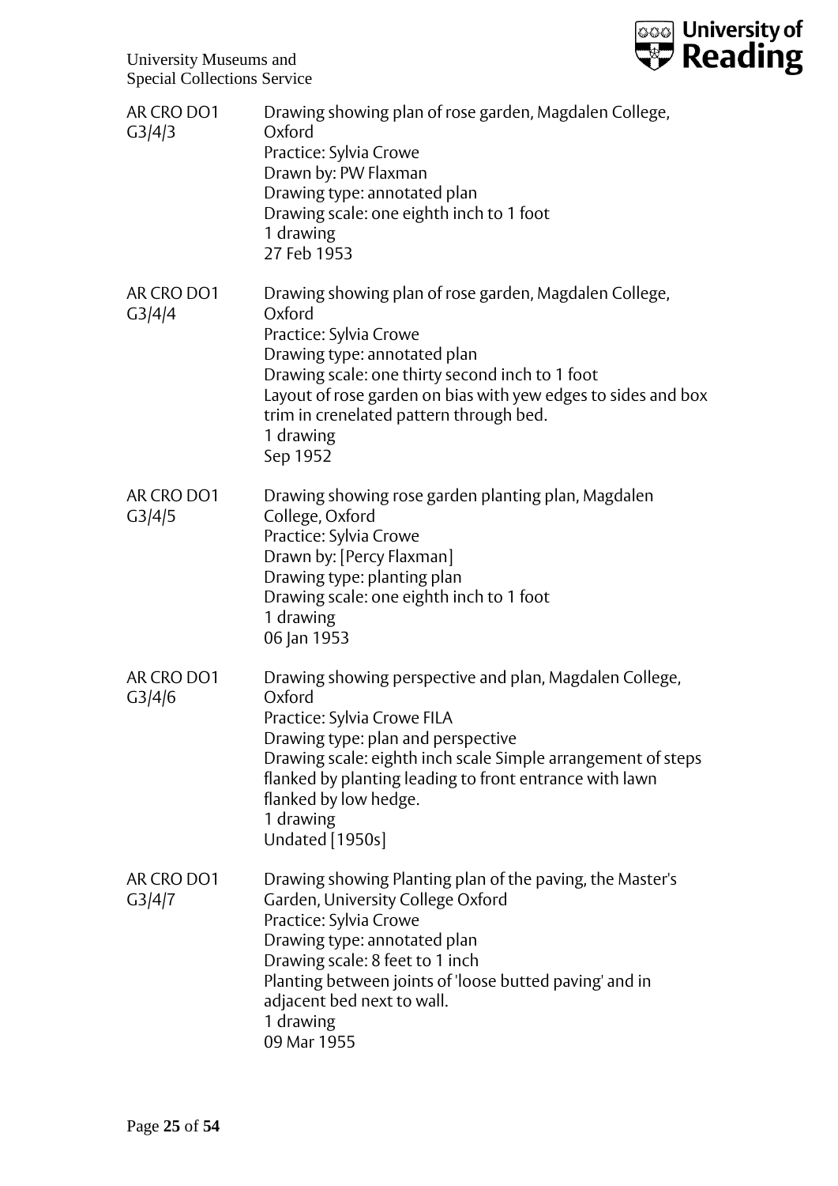AR CRO DO1 G3/4/3

Drawing showing plan of rose garden, Magdalen College, Oxford
Practice: Sylvia Crowe
Drawn by: PW Flaxman
Drawing type: annotated plan
Drawing scale: one eighth inch to 1 foot
1 drawing
27 Feb 1953

AR CRO DO1 G3/4/4

Drawing showing plan of rose garden, Magdalen College, Oxford
Practice: Sylvia Crowe
Drawing type: annotated plan
Drawing scale: one thirty second inch to 1 foot
Layout of rose garden on bias with yew edges to sides and box trim in crenelated pattern through bed.
1 drawing
Sep 1952

AR CRO DO1 G3/4/5

Drawing showing rose garden planting plan, Magdalen College, Oxford
Practice: Sylvia Crowe
Drawn by: [Percy Flaxman]
Drawing type: planting plan
Drawing scale: one eighth inch to 1 foot
1 drawing
06 Jan 1953

AR CRO DO1 G3/4/6

Drawing showing perspective and plan, Magdalen College, Oxford
Practice: Sylvia Crowe FILA
Drawing type: plan and perspective
Drawing scale: eighth inch scale Simple arrangement of steps flanked by planting leading to front entrance with lawn flanked by low hedge.
1 drawing
Undated [1950s]

AR CRO DO1 G3/4/7

Drawing showing Planting plan of the paving, the Master's Garden, University College Oxford
Practice: Sylvia Crowe
Drawing type: annotated plan
Drawing scale: 8 feet to 1 inch
Planting between joints of 'loose butted paving' and in adjacent bed next to wall.
1 drawing
09 Mar 1955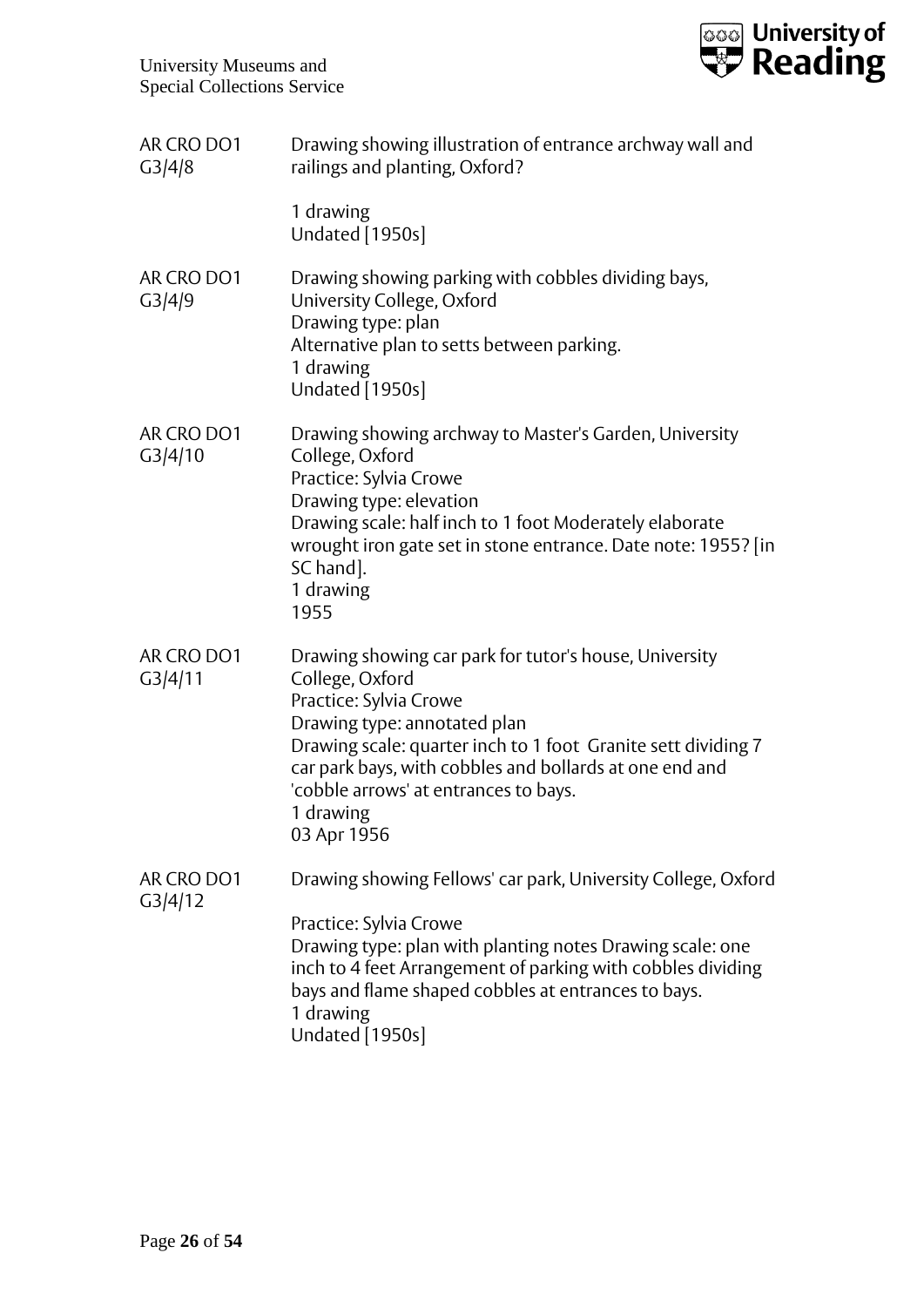| | |
|---|---|
| AR CRO DO1 G3/4/8 | Drawing showing illustration of entrance archway wall and railings and planting, Oxford?<br><br>1 drawing<br>Undated [1950s] |
| AR CRO DO1 G3/4/9 | Drawing showing parking with cobbles dividing bays, University College, Oxford<br>Drawing type: plan<br>Alternative plan to setts between parking.<br>1 drawing<br>Undated [1950s] |
| AR CRO DO1 G3/4/10 | Drawing showing archway to Master's Garden, University College, Oxford<br>Practice: Sylvia Crowe<br>Drawing type: elevation<br>Drawing scale: half inch to 1 foot Moderately elaborate wrought iron gate set in stone entrance. Date note: 1955? [in SC hand].<br>1 drawing<br>1955 |
| AR CRO DO1 G3/4/11 | Drawing showing car park for tutor's house, University College, Oxford<br>Practice: Sylvia Crowe<br>Drawing type: annotated plan<br>Drawing scale: quarter inch to 1 foot Granite sett dividing 7 car park bays, with cobbles and bollards at one end and 'cobble arrows' at entrances to bays.<br>1 drawing<br>03 Apr 1956 |
| AR CRO DO1 G3/4/12 | Drawing showing Fellows' car park, University College, Oxford<br><br>Practice: Sylvia Crowe<br>Drawing type: plan with planting notes Drawing scale: one inch to 4 feet Arrangement of parking with cobbles dividing bays and flame shaped cobbles at entrances to bays.<br>1 drawing<br>Undated [1950s] |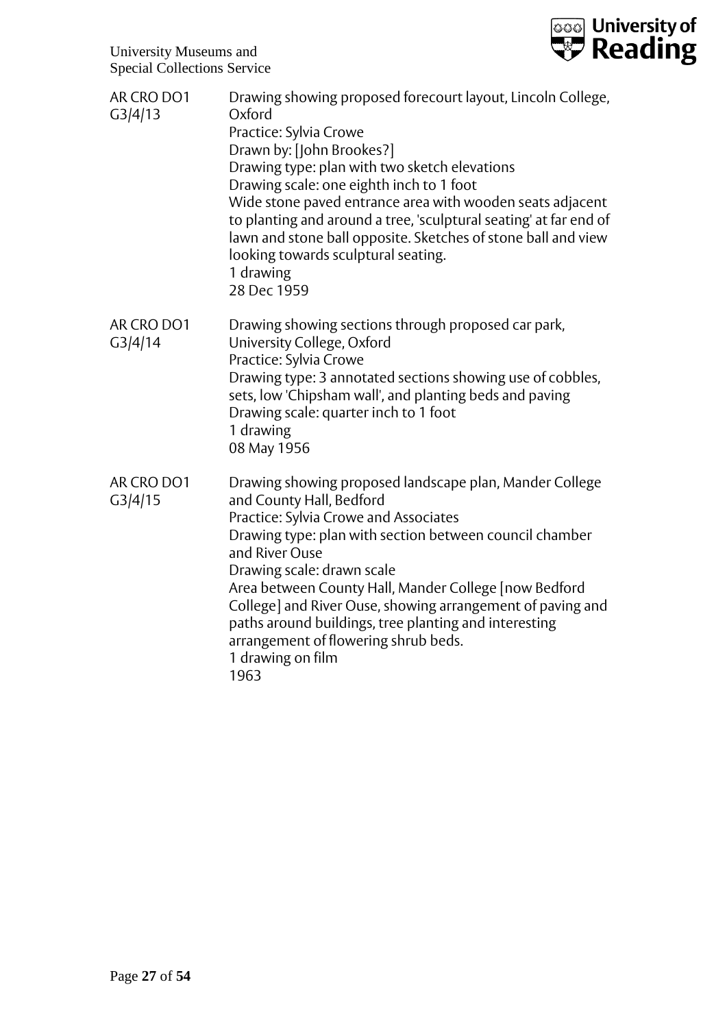AR CRO DO1 G3/4/13

Drawing showing proposed forecourt layout, Lincoln College, Oxford
Practice: Sylvia Crowe
Drawn by: [John Brookes?]
Drawing type: plan with two sketch elevations
Drawing scale: one eighth inch to 1 foot
Wide stone paved entrance area with wooden seats adjacent to planting and around a tree, 'sculptural seating' at far end of lawn and stone ball opposite. Sketches of stone ball and view looking towards sculptural seating.
1 drawing
28 Dec 1959

AR CRO DO1 G3/4/14

Drawing showing sections through proposed car park, University College, Oxford
Practice: Sylvia Crowe
Drawing type: 3 annotated sections showing use of cobbles, sets, low 'Chipsham wall', and planting beds and paving
Drawing scale: quarter inch to 1 foot
1 drawing
08 May 1956

AR CRO DO1 G3/4/15

Drawing showing proposed landscape plan, Mander College and County Hall, Bedford
Practice: Sylvia Crowe and Associates
Drawing type: plan with section between council chamber and River Ouse
Drawing scale: drawn scale
Area between County Hall, Mander College [now Bedford College] and River Ouse, showing arrangement of paving and paths around buildings, tree planting and interesting arrangement of flowering shrub beds.
1 drawing on film
1963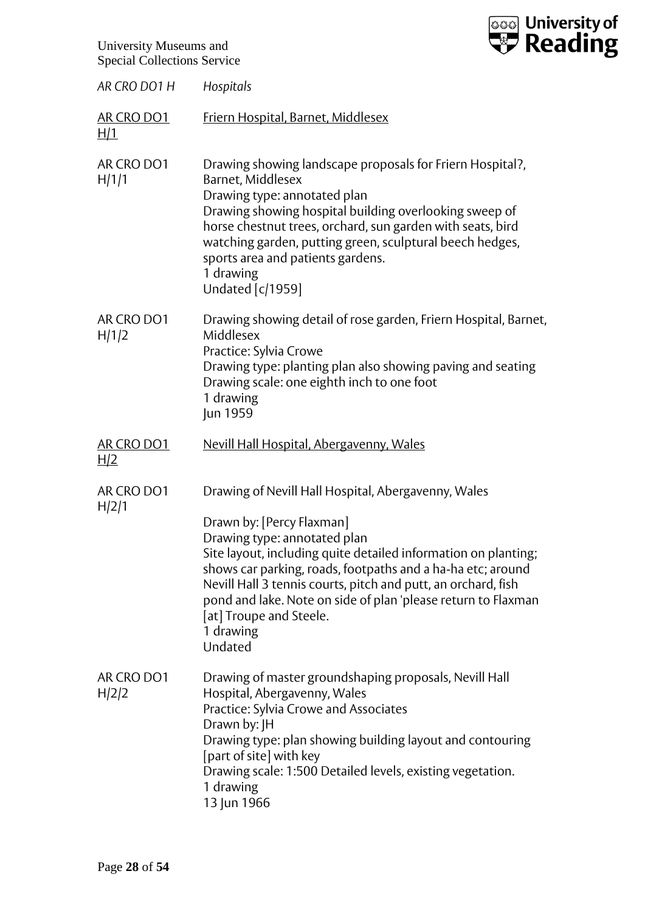*AR CRO DO1 H* *Hospitals*

<u>AR CRO DO1 H/1</u> <u>Friern Hospital, Barnet, Middlesex</u>

AR CRO DO1 H/1/1

Drawing showing landscape proposals for Friern Hospital?, Barnet, Middlesex
Drawing type: annotated plan
Drawing showing hospital building overlooking sweep of horse chestnut trees, orchard, sun garden with seats, bird watching garden, putting green, sculptural beech hedges, sports area and patients gardens.
1 drawing
Undated [c/1959]

AR CRO DO1 H/1/2

Drawing showing detail of rose garden, Friern Hospital, Barnet, Middlesex
Practice: Sylvia Crowe
Drawing type: planting plan also showing paving and seating
Drawing scale: one eighth inch to one foot
1 drawing
Jun 1959

<u>AR CRO DO1 H/2</u> <u>Nevill Hall Hospital, Abergavenny, Wales</u>

AR CRO DO1 H/2/1

Drawing of Nevill Hall Hospital, Abergavenny, Wales

Drawn by: [Percy Flaxman]
Drawing type: annotated plan
Site layout, including quite detailed information on planting; shows car parking, roads, footpaths and a ha-ha etc; around Nevill Hall 3 tennis courts, pitch and putt, an orchard, fish pond and lake. Note on side of plan 'please return to Flaxman [at] Troupe and Steele.
1 drawing
Undated

AR CRO DO1 H/2/2

Drawing of master groundshaping proposals, Nevill Hall Hospital, Abergavenny, Wales
Practice: Sylvia Crowe and Associates
Drawn by: JH
Drawing type: plan showing building layout and contouring [part of site] with key
Drawing scale: 1:500 Detailed levels, existing vegetation.
1 drawing
13 Jun 1966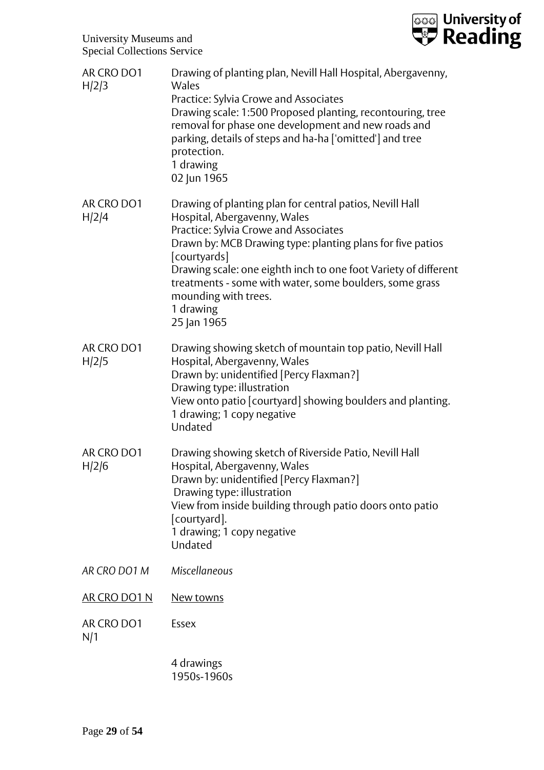AR CRO DO1 H/2/3

Drawing of planting plan, Nevill Hall Hospital, Abergavenny, Wales
Practice: Sylvia Crowe and Associates
Drawing scale: 1:500 Proposed planting, recontouring, tree removal for phase one development and new roads and parking, details of steps and ha-ha ['omitted'] and tree protection.
1 drawing
02 Jun 1965

AR CRO DO1 H/2/4

Drawing of planting plan for central patios, Nevill Hall Hospital, Abergavenny, Wales
Practice: Sylvia Crowe and Associates
Drawn by: MCB Drawing type: planting plans for five patios [courtyards]
Drawing scale: one eighth inch to one foot Variety of different treatments - some with water, some boulders, some grass mounding with trees.
1 drawing
25 Jan 1965

AR CRO DO1 H/2/5

Drawing showing sketch of mountain top patio, Nevill Hall Hospital, Abergavenny, Wales
Drawn by: unidentified [Percy Flaxman?]
Drawing type: illustration
View onto patio [courtyard] showing boulders and planting.
1 drawing; 1 copy negative
Undated

AR CRO DO1 H/2/6

Drawing showing sketch of Riverside Patio, Nevill Hall Hospital, Abergavenny, Wales
Drawn by: unidentified [Percy Flaxman?]
Drawing type: illustration
View from inside building through patio doors onto patio [courtyard].
1 drawing; 1 copy negative
Undated

*AR CRO DO1 M* *Miscellaneous*

<u>AR CRO DO1 N</u> <u>New towns</u>

AR CRO DO1 N/1

Essex

4 drawings
1950s-1960s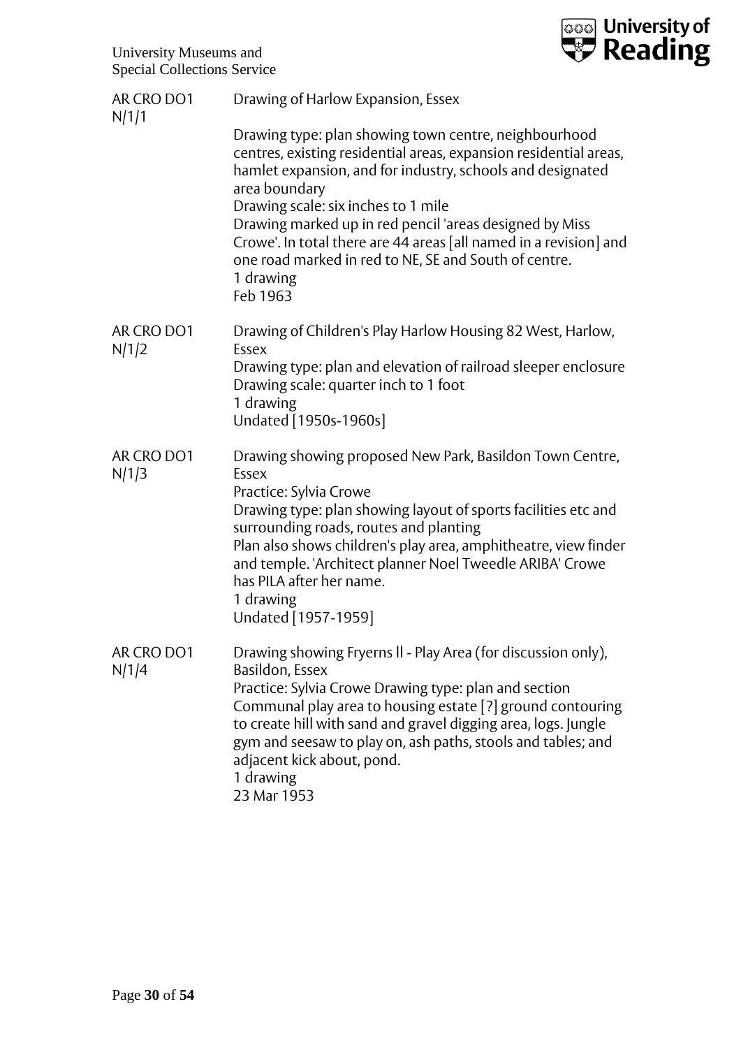AR CRO DO1 N/1/1

Drawing of Harlow Expansion, Essex

Drawing type: plan showing town centre, neighbourhood centres, existing residential areas, expansion residential areas, hamlet expansion, and for industry, schools and designated area boundary
Drawing scale: six inches to 1 mile
Drawing marked up in red pencil 'areas designed by Miss Crowe'. In total there are 44 areas [all named in a revision] and one road marked in red to NE, SE and South of centre.
1 drawing
Feb 1963

AR CRO DO1 N/1/2

Drawing of Children's Play Harlow Housing 82 West, Harlow, Essex
Drawing type: plan and elevation of railroad sleeper enclosure
Drawing scale: quarter inch to 1 foot
1 drawing
Undated [1950s-1960s]

AR CRO DO1 N/1/3

Drawing showing proposed New Park, Basildon Town Centre, Essex
Practice: Sylvia Crowe
Drawing type: plan showing layout of sports facilities etc and surrounding roads, routes and planting
Plan also shows children's play area, amphitheatre, view finder and temple. 'Architect planner Noel Tweedle ARIBA' Crowe has PILA after her name.
1 drawing
Undated [1957-1959]

AR CRO DO1 N/1/4

Drawing showing Fryerns ll - Play Area (for discussion only), Basildon, Essex
Practice: Sylvia Crowe Drawing type: plan and section
Communal play area to housing estate [?] ground contouring to create hill with sand and gravel digging area, logs. Jungle gym and seesaw to play on, ash paths, stools and tables; and adjacent kick about, pond.
1 drawing
23 Mar 1953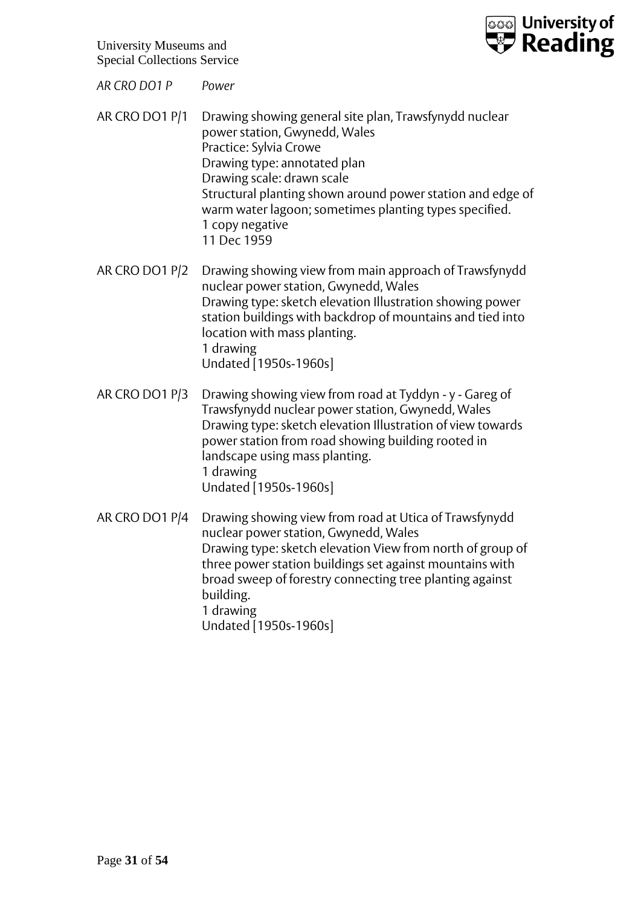*AR CRO DO1 P* *Power*

AR CRO DO1 P/1 Drawing showing general site plan, Trawsfynydd nuclear power station, Gwynedd, Wales
Practice: Sylvia Crowe
Drawing type: annotated plan
Drawing scale: drawn scale
Structural planting shown around power station and edge of warm water lagoon; sometimes planting types specified.
1 copy negative
11 Dec 1959

AR CRO DO1 P/2 Drawing showing view from main approach of Trawsfynydd nuclear power station, Gwynedd, Wales
Drawing type: sketch elevation Illustration showing power station buildings with backdrop of mountains and tied into location with mass planting.
1 drawing
Undated [1950s-1960s]

AR CRO DO1 P/3 Drawing showing view from road at Tyddyn - y - Gareg of Trawsfynydd nuclear power station, Gwynedd, Wales
Drawing type: sketch elevation Illustration of view towards power station from road showing building rooted in landscape using mass planting.
1 drawing
Undated [1950s-1960s]

AR CRO DO1 P/4 Drawing showing view from road at Utica of Trawsfynydd nuclear power station, Gwynedd, Wales
Drawing type: sketch elevation View from north of group of three power station buildings set against mountains with broad sweep of forestry connecting tree planting against building.
1 drawing
Undated [1950s-1960s]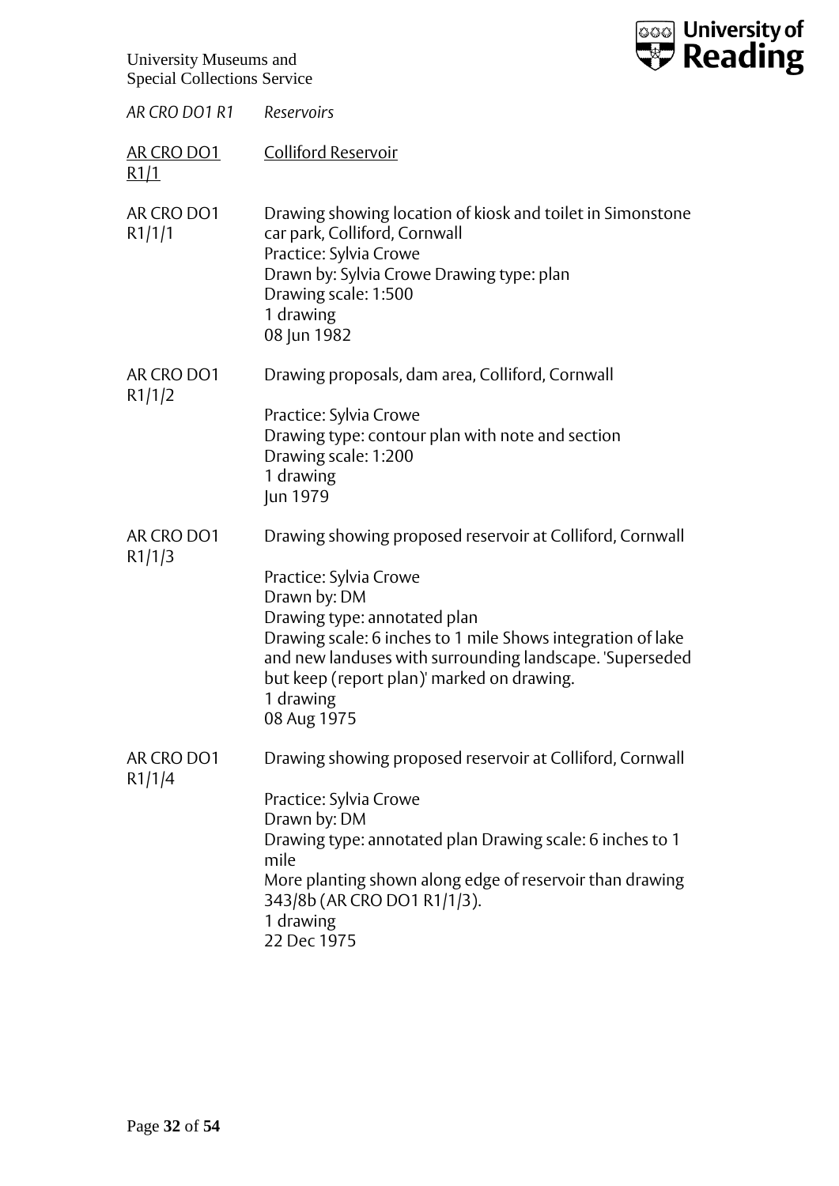*AR CRO DO1 R1* *Reservoirs*

| | |
|---|---|
| <u>AR CRO DO1 R1/1</u> | <u>Colliford Reservoir</u> |
| AR CRO DO1 R1/1/1 | Drawing showing location of kiosk and toilet in Simonstone car park, Colliford, Cornwall<br>Practice: Sylvia Crowe<br>Drawn by: Sylvia Crowe Drawing type: plan<br>Drawing scale: 1:500<br>1 drawing<br>08 Jun 1982 |
| AR CRO DO1 R1/1/2 | Drawing proposals, dam area, Colliford, Cornwall<br><br>Practice: Sylvia Crowe<br>Drawing type: contour plan with note and section<br>Drawing scale: 1:200<br>1 drawing<br>Jun 1979 |
| AR CRO DO1 R1/1/3 | Drawing showing proposed reservoir at Colliford, Cornwall<br><br>Practice: Sylvia Crowe<br>Drawn by: DM<br>Drawing type: annotated plan<br>Drawing scale: 6 inches to 1 mile Shows integration of lake and new landuses with surrounding landscape. 'Superseded but keep (report plan)' marked on drawing.<br>1 drawing<br>08 Aug 1975 |
| AR CRO DO1 R1/1/4 | Drawing showing proposed reservoir at Colliford, Cornwall<br><br>Practice: Sylvia Crowe<br>Drawn by: DM<br>Drawing type: annotated plan Drawing scale: 6 inches to 1 mile<br>More planting shown along edge of reservoir than drawing 343/8b (AR CRO DO1 R1/1/3).<br>1 drawing<br>22 Dec 1975 |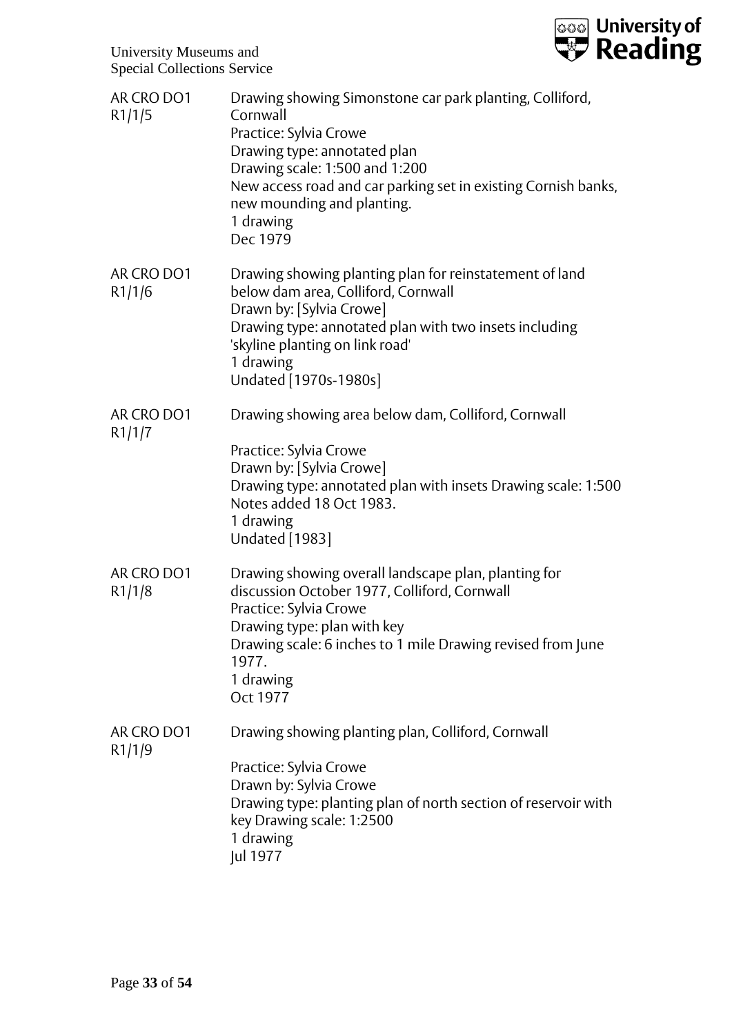| | |
|---|---|
| AR CRO DO1 R1/1/5 | Drawing showing Simonstone car park planting, Colliford, Cornwall<br>Practice: Sylvia Crowe<br>Drawing type: annotated plan<br>Drawing scale: 1:500 and 1:200<br>New access road and car parking set in existing Cornish banks, new mounding and planting.<br>1 drawing<br>Dec 1979 |
| AR CRO DO1 R1/1/6 | Drawing showing planting plan for reinstatement of land below dam area, Colliford, Cornwall<br>Drawn by: [Sylvia Crowe]<br>Drawing type: annotated plan with two insets including 'skyline planting on link road'<br>1 drawing<br>Undated [1970s-1980s] |
| AR CRO DO1 R1/1/7 | Drawing showing area below dam, Colliford, Cornwall<br><br>Practice: Sylvia Crowe<br>Drawn by: [Sylvia Crowe]<br>Drawing type: annotated plan with insets Drawing scale: 1:500<br>Notes added 18 Oct 1983.<br>1 drawing<br>Undated [1983] |
| AR CRO DO1 R1/1/8 | Drawing showing overall landscape plan, planting for discussion October 1977, Colliford, Cornwall<br>Practice: Sylvia Crowe<br>Drawing type: plan with key<br>Drawing scale: 6 inches to 1 mile Drawing revised from June 1977.<br>1 drawing<br>Oct 1977 |
| AR CRO DO1 R1/1/9 | Drawing showing planting plan, Colliford, Cornwall<br><br>Practice: Sylvia Crowe<br>Drawn by: Sylvia Crowe<br>Drawing type: planting plan of north section of reservoir with key Drawing scale: 1:2500<br>1 drawing<br>Jul 1977 |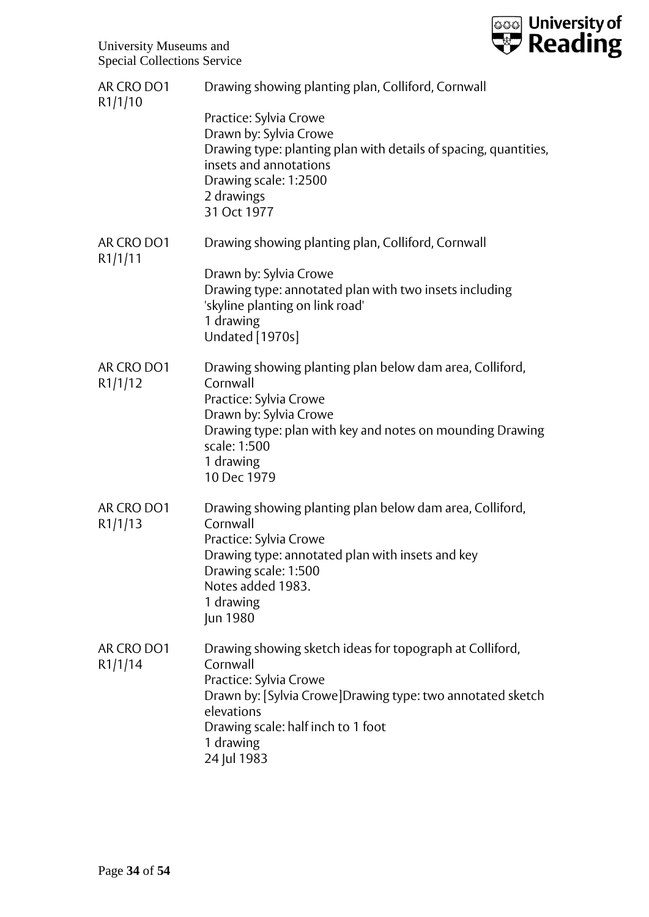AR CRO DO1 R1/1/10

Drawing showing planting plan, Colliford, Cornwall

Practice: Sylvia Crowe
Drawn by: Sylvia Crowe
Drawing type: planting plan with details of spacing, quantities, insets and annotations
Drawing scale: 1:2500
2 drawings
31 Oct 1977

AR CRO DO1 R1/1/11

Drawing showing planting plan, Colliford, Cornwall

Drawn by: Sylvia Crowe
Drawing type: annotated plan with two insets including 'skyline planting on link road'
1 drawing
Undated [1970s]

AR CRO DO1 R1/1/12

Drawing showing planting plan below dam area, Colliford, Cornwall
Practice: Sylvia Crowe
Drawn by: Sylvia Crowe
Drawing type: plan with key and notes on mounding Drawing scale: 1:500
1 drawing
10 Dec 1979

AR CRO DO1 R1/1/13

Drawing showing planting plan below dam area, Colliford, Cornwall
Practice: Sylvia Crowe
Drawing type: annotated plan with insets and key
Drawing scale: 1:500
Notes added 1983.
1 drawing
Jun 1980

AR CRO DO1 R1/1/14

Drawing showing sketch ideas for topograph at Colliford, Cornwall
Practice: Sylvia Crowe
Drawn by: [Sylvia Crowe]Drawing type: two annotated sketch elevations
Drawing scale: half inch to 1 foot
1 drawing
24 Jul 1983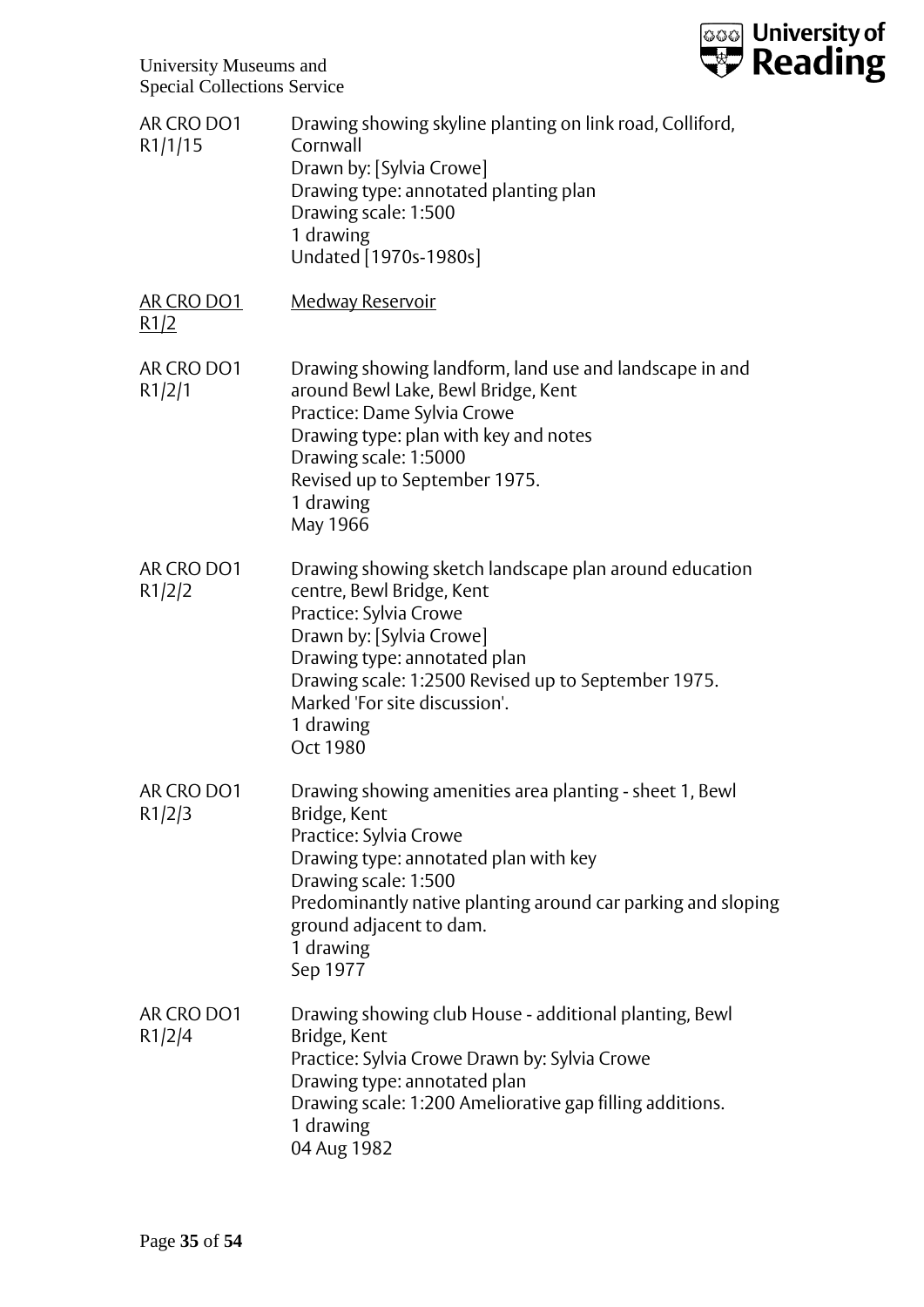| | |
|---|---|
| AR CRO DO1 R1/1/15 | Drawing showing skyline planting on link road, Colliford, Cornwall<br>Drawn by: [Sylvia Crowe]<br>Drawing type: annotated planting plan<br>Drawing scale: 1:500<br>1 drawing<br>Undated [1970s-1980s] |
| <u>AR CRO DO1 R1/2</u> | <u>Medway Reservoir</u> |
| AR CRO DO1 R1/2/1 | Drawing showing landform, land use and landscape in and around Bewl Lake, Bewl Bridge, Kent<br>Practice: Dame Sylvia Crowe<br>Drawing type: plan with key and notes<br>Drawing scale: 1:5000<br>Revised up to September 1975.<br>1 drawing<br>May 1966 |
| AR CRO DO1 R1/2/2 | Drawing showing sketch landscape plan around education centre, Bewl Bridge, Kent<br>Practice: Sylvia Crowe<br>Drawn by: [Sylvia Crowe]<br>Drawing type: annotated plan<br>Drawing scale: 1:2500 Revised up to September 1975.<br>Marked 'For site discussion'.<br>1 drawing<br>Oct 1980 |
| AR CRO DO1 R1/2/3 | Drawing showing amenities area planting - sheet 1, Bewl Bridge, Kent<br>Practice: Sylvia Crowe<br>Drawing type: annotated plan with key<br>Drawing scale: 1:500<br>Predominantly native planting around car parking and sloping ground adjacent to dam.<br>1 drawing<br>Sep 1977 |
| AR CRO DO1 R1/2/4 | Drawing showing club House - additional planting, Bewl Bridge, Kent<br>Practice: Sylvia Crowe Drawn by: Sylvia Crowe<br>Drawing type: annotated plan<br>Drawing scale: 1:200 Ameliorative gap filling additions.<br>1 drawing<br>04 Aug 1982 |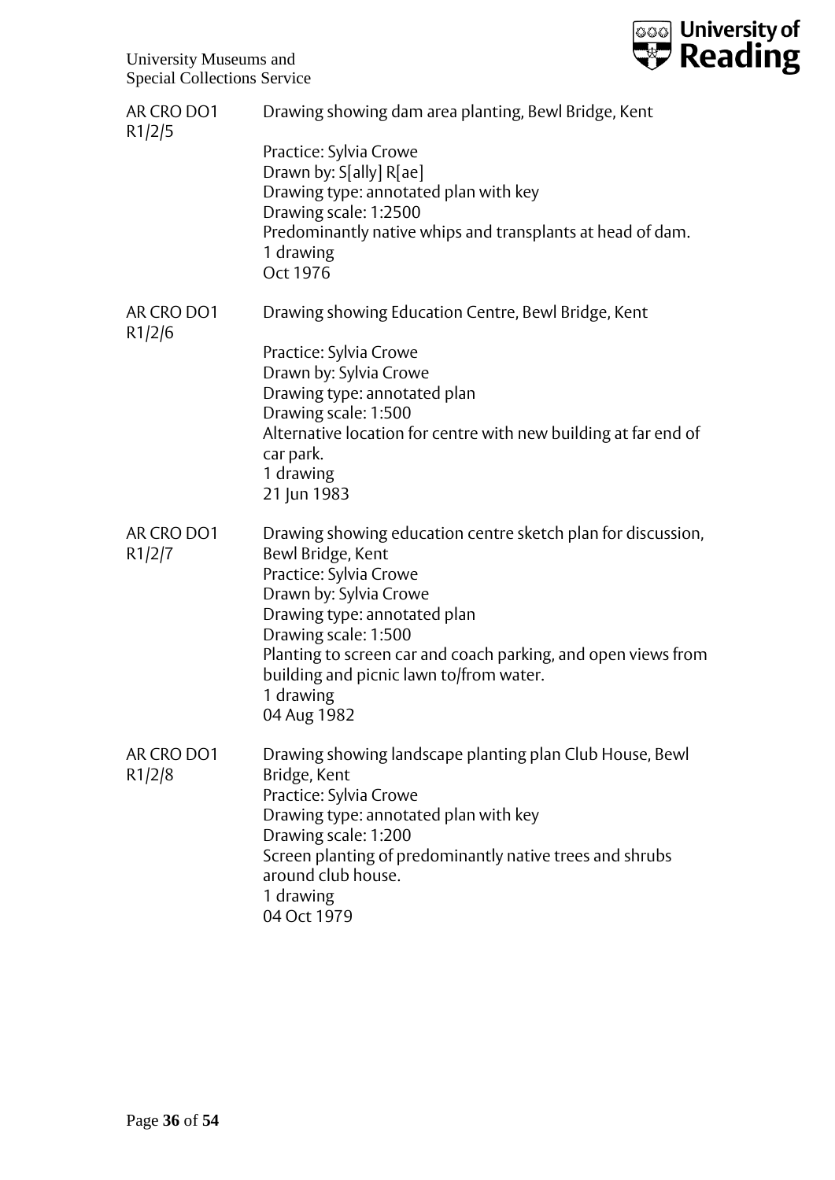AR CRO DO1 R1/2/5

Drawing showing dam area planting, Bewl Bridge, Kent

Practice: Sylvia Crowe
Drawn by: S[ally] R[ae]
Drawing type: annotated plan with key
Drawing scale: 1:2500
Predominantly native whips and transplants at head of dam.
1 drawing
Oct 1976

AR CRO DO1 R1/2/6

Drawing showing Education Centre, Bewl Bridge, Kent

Practice: Sylvia Crowe
Drawn by: Sylvia Crowe
Drawing type: annotated plan
Drawing scale: 1:500
Alternative location for centre with new building at far end of car park.
1 drawing
21 Jun 1983

AR CRO DO1 R1/2/7

Drawing showing education centre sketch plan for discussion, Bewl Bridge, Kent
Practice: Sylvia Crowe
Drawn by: Sylvia Crowe
Drawing type: annotated plan
Drawing scale: 1:500
Planting to screen car and coach parking, and open views from building and picnic lawn to/from water.
1 drawing
04 Aug 1982

AR CRO DO1 R1/2/8

Drawing showing landscape planting plan Club House, Bewl Bridge, Kent
Practice: Sylvia Crowe
Drawing type: annotated plan with key
Drawing scale: 1:200
Screen planting of predominantly native trees and shrubs around club house.
1 drawing
04 Oct 1979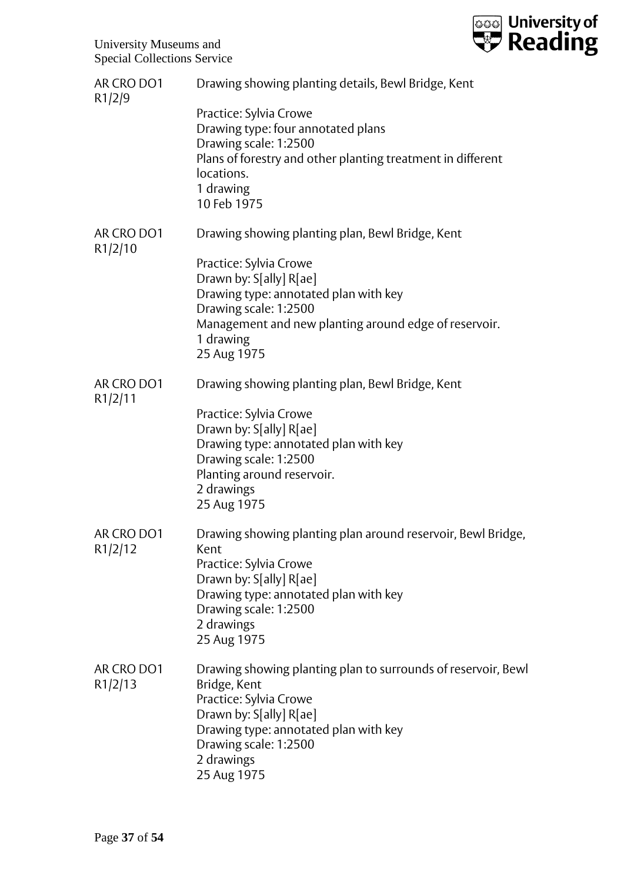AR CRO DO1 R1/2/9

Drawing showing planting details, Bewl Bridge, Kent

Practice: Sylvia Crowe
Drawing type: four annotated plans
Drawing scale: 1:2500
Plans of forestry and other planting treatment in different locations.
1 drawing
10 Feb 1975

AR CRO DO1 R1/2/10

Drawing showing planting plan, Bewl Bridge, Kent

Practice: Sylvia Crowe
Drawn by: S[ally] R[ae]
Drawing type: annotated plan with key
Drawing scale: 1:2500
Management and new planting around edge of reservoir.
1 drawing
25 Aug 1975

AR CRO DO1 R1/2/11

Drawing showing planting plan, Bewl Bridge, Kent

Practice: Sylvia Crowe
Drawn by: S[ally] R[ae]
Drawing type: annotated plan with key
Drawing scale: 1:2500
Planting around reservoir.
2 drawings
25 Aug 1975

AR CRO DO1 R1/2/12

Drawing showing planting plan around reservoir, Bewl Bridge, Kent
Practice: Sylvia Crowe
Drawn by: S[ally] R[ae]
Drawing type: annotated plan with key
Drawing scale: 1:2500
2 drawings
25 Aug 1975

AR CRO DO1 R1/2/13

Drawing showing planting plan to surrounds of reservoir, Bewl Bridge, Kent
Practice: Sylvia Crowe
Drawn by: S[ally] R[ae]
Drawing type: annotated plan with key
Drawing scale: 1:2500
2 drawings
25 Aug 1975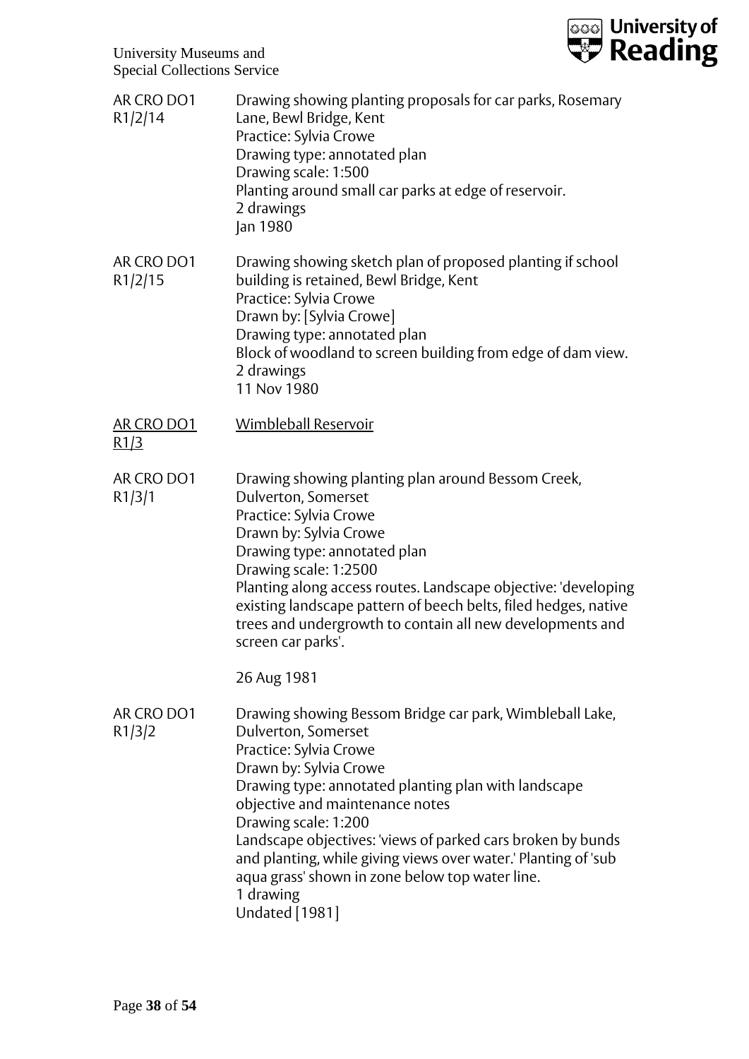| | |
|---|---|
| AR CRO DO1 R1/2/14 | Drawing showing planting proposals for car parks, Rosemary Lane, Bewl Bridge, Kent<br>Practice: Sylvia Crowe<br>Drawing type: annotated plan<br>Drawing scale: 1:500<br>Planting around small car parks at edge of reservoir.<br>2 drawings<br>Jan 1980 |
| AR CRO DO1 R1/2/15 | Drawing showing sketch plan of proposed planting if school building is retained, Bewl Bridge, Kent<br>Practice: Sylvia Crowe<br>Drawn by: [Sylvia Crowe]<br>Drawing type: annotated plan<br>Block of woodland to screen building from edge of dam view.<br>2 drawings<br>11 Nov 1980 |
| <u>AR CRO DO1 R1/3</u> | <u>Wimbleball Reservoir</u> |
| AR CRO DO1 R1/3/1 | Drawing showing planting plan around Bessom Creek, Dulverton, Somerset<br>Practice: Sylvia Crowe<br>Drawn by: Sylvia Crowe<br>Drawing type: annotated plan<br>Drawing scale: 1:2500<br>Planting along access routes. Landscape objective: 'developing existing landscape pattern of beech belts, filed hedges, native trees and undergrowth to contain all new developments and screen car parks'.<br><br>26 Aug 1981 |
| AR CRO DO1 R1/3/2 | Drawing showing Bessom Bridge car park, Wimbleball Lake, Dulverton, Somerset<br>Practice: Sylvia Crowe<br>Drawn by: Sylvia Crowe<br>Drawing type: annotated planting plan with landscape objective and maintenance notes<br>Drawing scale: 1:200<br>Landscape objectives: 'views of parked cars broken by bunds and planting, while giving views over water.' Planting of 'sub aqua grass' shown in zone below top water line.<br>1 drawing<br>Undated [1981] |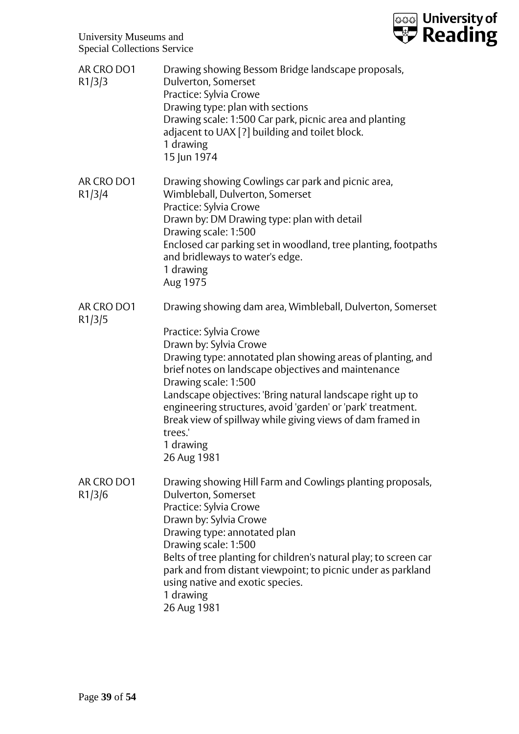AR CRO DO1 R1/3/3

Drawing showing Bessom Bridge landscape proposals, Dulverton, Somerset
Practice: Sylvia Crowe
Drawing type: plan with sections
Drawing scale: 1:500 Car park, picnic area and planting adjacent to UAX [?] building and toilet block.
1 drawing
15 Jun 1974

AR CRO DO1 R1/3/4

Drawing showing Cowlings car park and picnic area, Wimbleball, Dulverton, Somerset
Practice: Sylvia Crowe
Drawn by: DM Drawing type: plan with detail
Drawing scale: 1:500
Enclosed car parking set in woodland, tree planting, footpaths and bridleways to water's edge.
1 drawing
Aug 1975

AR CRO DO1 R1/3/5

Drawing showing dam area, Wimbleball, Dulverton, Somerset

Practice: Sylvia Crowe
Drawn by: Sylvia Crowe
Drawing type: annotated plan showing areas of planting, and brief notes on landscape objectives and maintenance
Drawing scale: 1:500
Landscape objectives: 'Bring natural landscape right up to engineering structures, avoid 'garden' or 'park' treatment. Break view of spillway while giving views of dam framed in trees.'
1 drawing
26 Aug 1981

AR CRO DO1 R1/3/6

Drawing showing Hill Farm and Cowlings planting proposals, Dulverton, Somerset
Practice: Sylvia Crowe
Drawn by: Sylvia Crowe
Drawing type: annotated plan
Drawing scale: 1:500
Belts of tree planting for children's natural play; to screen car park and from distant viewpoint; to picnic under as parkland using native and exotic species.
1 drawing
26 Aug 1981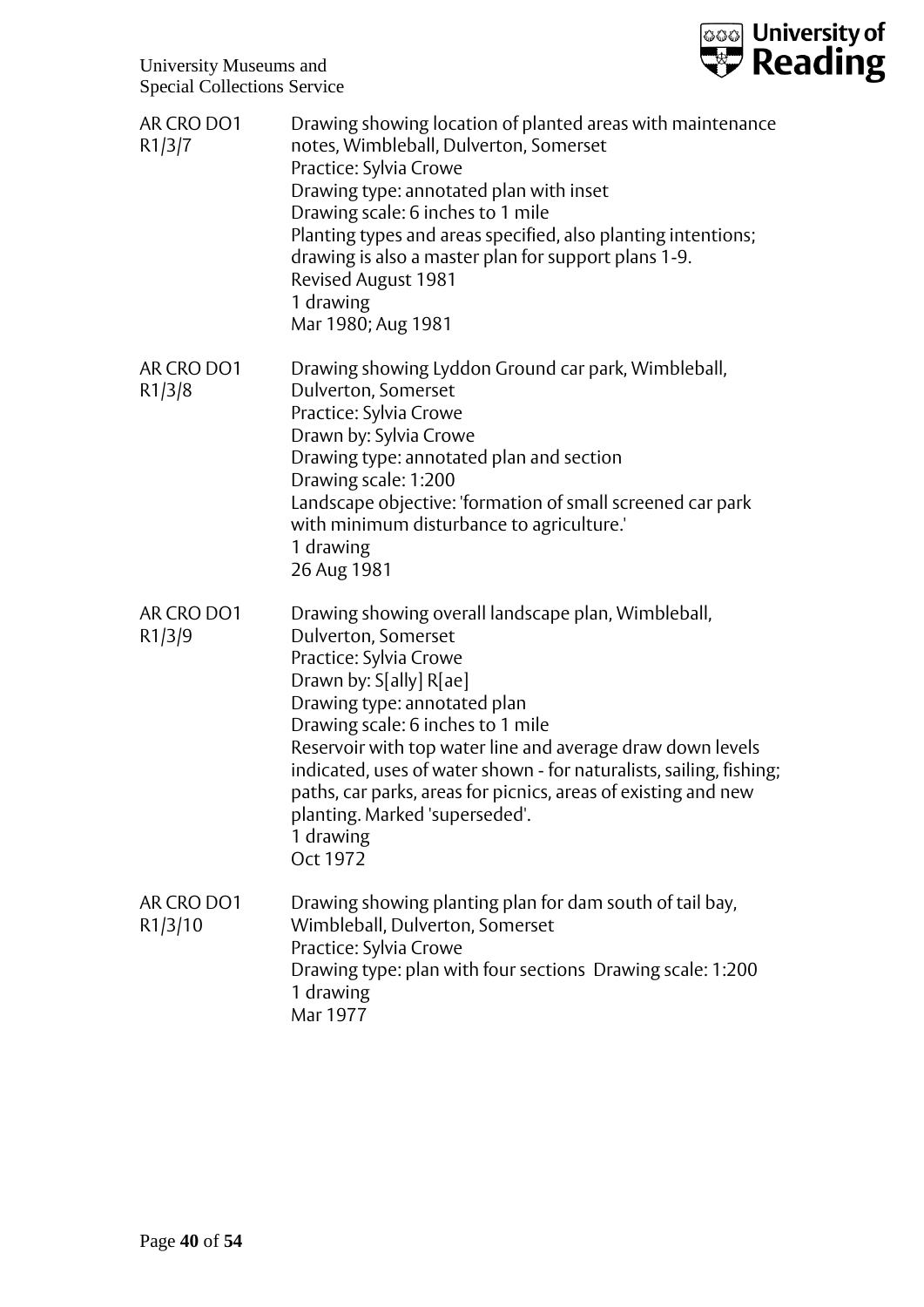| | |
|---|---|
| AR CRO DO1 R1/3/7 | Drawing showing location of planted areas with maintenance notes, Wimbleball, Dulverton, Somerset<br>Practice: Sylvia Crowe<br>Drawing type: annotated plan with inset<br>Drawing scale: 6 inches to 1 mile<br>Planting types and areas specified, also planting intentions; drawing is also a master plan for support plans 1-9.<br>Revised August 1981<br>1 drawing<br>Mar 1980; Aug 1981 |
| AR CRO DO1 R1/3/8 | Drawing showing Lyddon Ground car park, Wimbleball, Dulverton, Somerset<br>Practice: Sylvia Crowe<br>Drawn by: Sylvia Crowe<br>Drawing type: annotated plan and section<br>Drawing scale: 1:200<br>Landscape objective: 'formation of small screened car park with minimum disturbance to agriculture.'<br>1 drawing<br>26 Aug 1981 |
| AR CRO DO1 R1/3/9 | Drawing showing overall landscape plan, Wimbleball, Dulverton, Somerset<br>Practice: Sylvia Crowe<br>Drawn by: S[ally] R[ae]<br>Drawing type: annotated plan<br>Drawing scale: 6 inches to 1 mile<br>Reservoir with top water line and average draw down levels indicated, uses of water shown - for naturalists, sailing, fishing; paths, car parks, areas for picnics, areas of existing and new planting. Marked 'superseded'.<br>1 drawing<br>Oct 1972 |
| AR CRO DO1 R1/3/10 | Drawing showing planting plan for dam south of tail bay, Wimbleball, Dulverton, Somerset<br>Practice: Sylvia Crowe<br>Drawing type: plan with four sections Drawing scale: 1:200<br>1 drawing<br>Mar 1977 |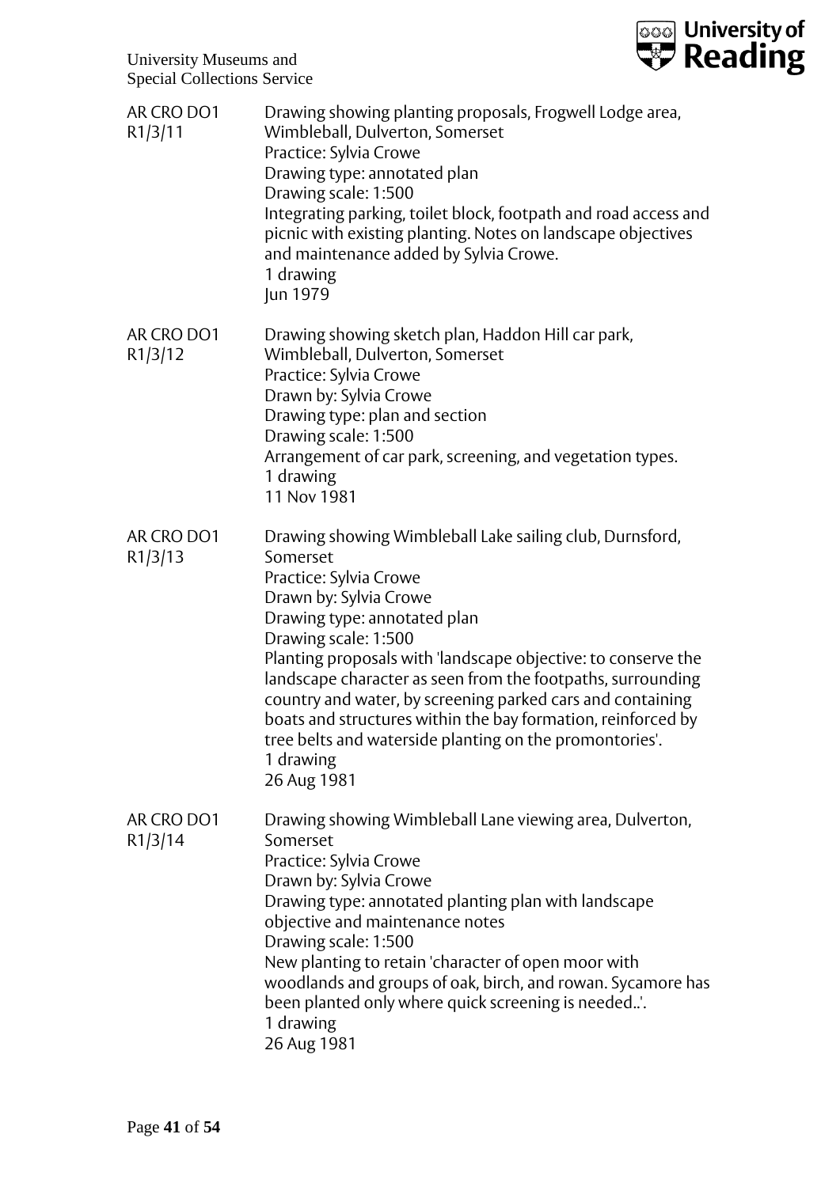| | |
|---|---|
| AR CRO DO1 R1/3/11 | Drawing showing planting proposals, Frogwell Lodge area, Wimbleball, Dulverton, Somerset<br>Practice: Sylvia Crowe<br>Drawing type: annotated plan<br>Drawing scale: 1:500<br>Integrating parking, toilet block, footpath and road access and picnic with existing planting. Notes on landscape objectives and maintenance added by Sylvia Crowe.<br>1 drawing<br>Jun 1979 |
| AR CRO DO1 R1/3/12 | Drawing showing sketch plan, Haddon Hill car park, Wimbleball, Dulverton, Somerset<br>Practice: Sylvia Crowe<br>Drawn by: Sylvia Crowe<br>Drawing type: plan and section<br>Drawing scale: 1:500<br>Arrangement of car park, screening, and vegetation types.<br>1 drawing<br>11 Nov 1981 |
| AR CRO DO1 R1/3/13 | Drawing showing Wimbleball Lake sailing club, Durnsford, Somerset<br>Practice: Sylvia Crowe<br>Drawn by: Sylvia Crowe<br>Drawing type: annotated plan<br>Drawing scale: 1:500<br>Planting proposals with 'landscape objective: to conserve the landscape character as seen from the footpaths, surrounding country and water, by screening parked cars and containing boats and structures within the bay formation, reinforced by tree belts and waterside planting on the promontories'.<br>1 drawing<br>26 Aug 1981 |
| AR CRO DO1 R1/3/14 | Drawing showing Wimbleball Lane viewing area, Dulverton, Somerset<br>Practice: Sylvia Crowe<br>Drawn by: Sylvia Crowe<br>Drawing type: annotated planting plan with landscape objective and maintenance notes<br>Drawing scale: 1:500<br>New planting to retain 'character of open moor with woodlands and groups of oak, birch, and rowan. Sycamore has been planted only where quick screening is needed..'.<br>1 drawing<br>26 Aug 1981 |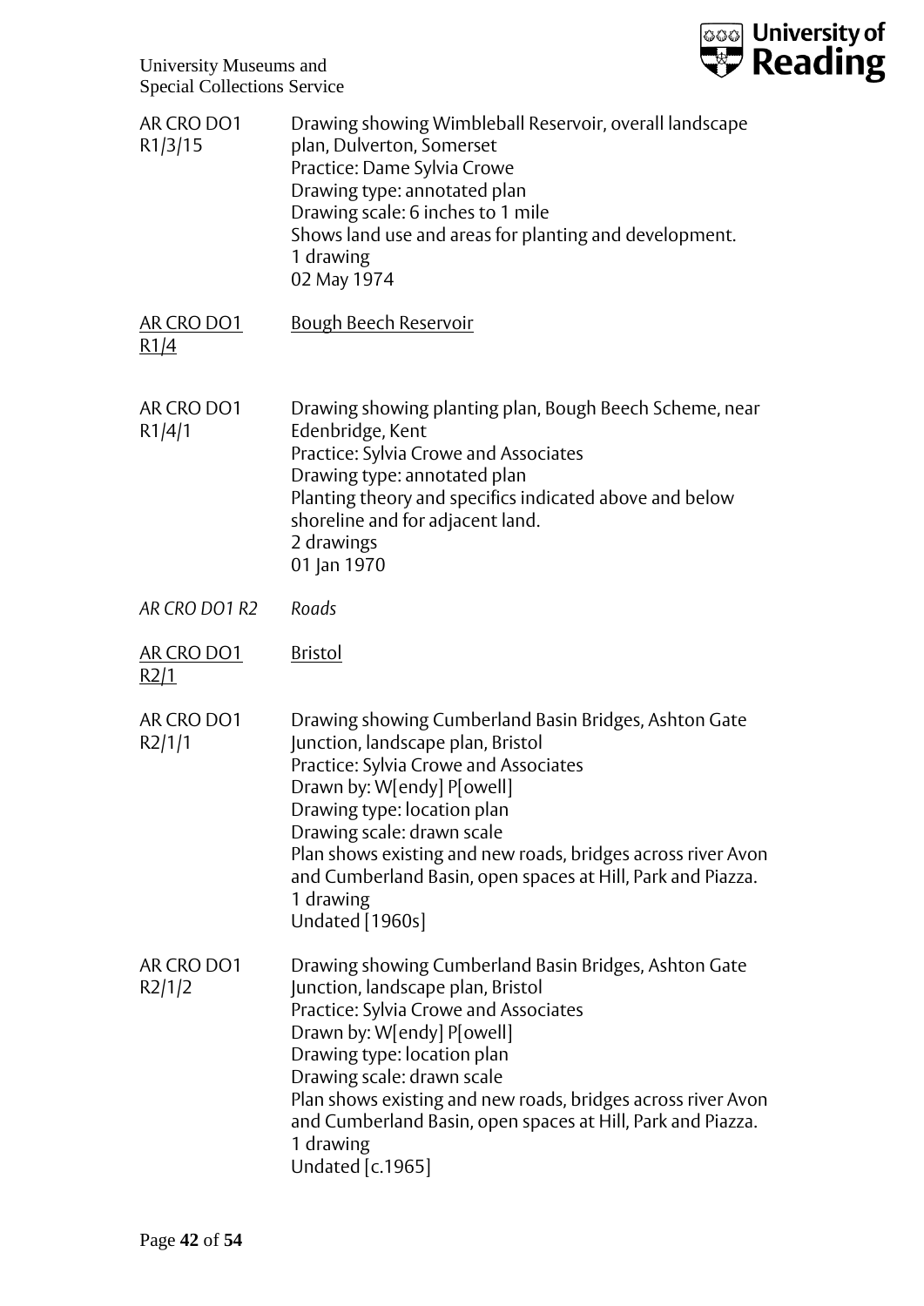AR CRO DO1 R1/3/15

Drawing showing Wimbleball Reservoir, overall landscape plan, Dulverton, Somerset
Practice: Dame Sylvia Crowe
Drawing type: annotated plan
Drawing scale: 6 inches to 1 mile
Shows land use and areas for planting and development.
1 drawing
02 May 1974

<u>AR CRO DO1 R1/4</u>

<u>Bough Beech Reservoir</u>

AR CRO DO1 R1/4/1

Drawing showing planting plan, Bough Beech Scheme, near Edenbridge, Kent
Practice: Sylvia Crowe and Associates
Drawing type: annotated plan
Planting theory and specifics indicated above and below shoreline and for adjacent land.
2 drawings
01 Jan 1970

*AR CRO DO1 R2*

*Roads*

<u>AR CRO DO1 R2/1</u>

<u>Bristol</u>

AR CRO DO1 R2/1/1

Drawing showing Cumberland Basin Bridges, Ashton Gate Junction, landscape plan, Bristol
Practice: Sylvia Crowe and Associates
Drawn by: W[endy] P[owell]
Drawing type: location plan
Drawing scale: drawn scale
Plan shows existing and new roads, bridges across river Avon and Cumberland Basin, open spaces at Hill, Park and Piazza.
1 drawing
Undated [1960s]

AR CRO DO1 R2/1/2

Drawing showing Cumberland Basin Bridges, Ashton Gate Junction, landscape plan, Bristol
Practice: Sylvia Crowe and Associates
Drawn by: W[endy] P[owell]
Drawing type: location plan
Drawing scale: drawn scale
Plan shows existing and new roads, bridges across river Avon and Cumberland Basin, open spaces at Hill, Park and Piazza.
1 drawing
Undated [c.1965]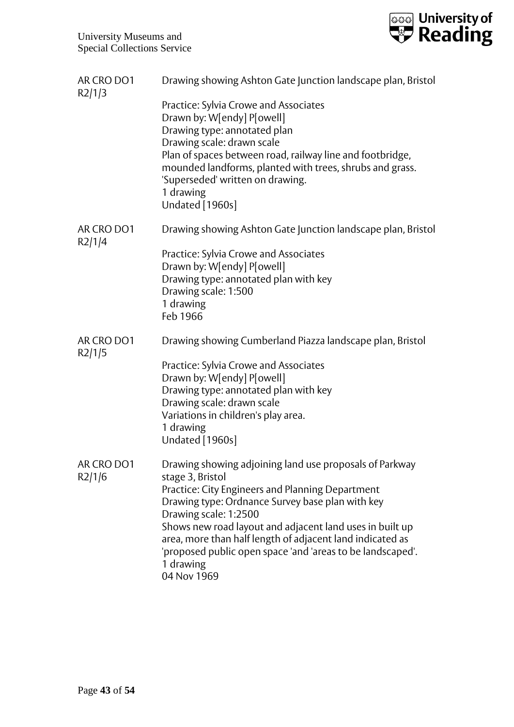AR CRO DO1 R2/1/3

Drawing showing Ashton Gate Junction landscape plan, Bristol

Practice: Sylvia Crowe and Associates
Drawn by: W[endy] P[owell]
Drawing type: annotated plan
Drawing scale: drawn scale
Plan of spaces between road, railway line and footbridge, mounded landforms, planted with trees, shrubs and grass. 'Superseded' written on drawing.
1 drawing
Undated [1960s]

AR CRO DO1 R2/1/4

Drawing showing Ashton Gate Junction landscape plan, Bristol

Practice: Sylvia Crowe and Associates
Drawn by: W[endy] P[owell]
Drawing type: annotated plan with key
Drawing scale: 1:500
1 drawing
Feb 1966

AR CRO DO1 R2/1/5

Drawing showing Cumberland Piazza landscape plan, Bristol

Practice: Sylvia Crowe and Associates
Drawn by: W[endy] P[owell]
Drawing type: annotated plan with key
Drawing scale: drawn scale
Variations in children's play area.
1 drawing
Undated [1960s]

AR CRO DO1 R2/1/6

Drawing showing adjoining land use proposals of Parkway stage 3, Bristol
Practice: City Engineers and Planning Department
Drawing type: Ordnance Survey base plan with key
Drawing scale: 1:2500
Shows new road layout and adjacent land uses in built up area, more than half length of adjacent land indicated as 'proposed public open space 'and 'areas to be landscaped'.
1 drawing
04 Nov 1969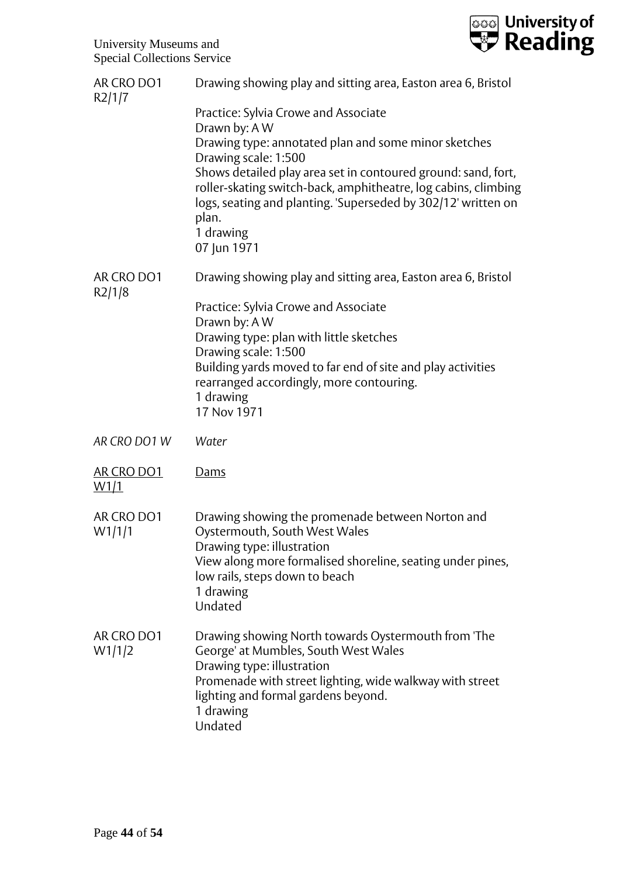AR CRO DO1 R2/1/7 — Drawing showing play and sitting area, Easton area 6, Bristol

Practice: Sylvia Crowe and Associate
Drawn by: A W
Drawing type: annotated plan and some minor sketches
Drawing scale: 1:500
Shows detailed play area set in contoured ground: sand, fort, roller-skating switch-back, amphitheatre, log cabins, climbing logs, seating and planting. 'Superseded by 302/12' written on plan.
1 drawing
07 Jun 1971

AR CRO DO1 R2/1/8 — Drawing showing play and sitting area, Easton area 6, Bristol

Practice: Sylvia Crowe and Associate
Drawn by: A W
Drawing type: plan with little sketches
Drawing scale: 1:500
Building yards moved to far end of site and play activities rearranged accordingly, more contouring.
1 drawing
17 Nov 1971

*AR CRO DO1 W — Water*

<u>AR CRO DO1 W1/1 — Dams</u>

AR CRO DO1 W1/1/1 — Drawing showing the promenade between Norton and Oystermouth, South West Wales
Drawing type: illustration
View along more formalised shoreline, seating under pines, low rails, steps down to beach
1 drawing
Undated

AR CRO DO1 W1/1/2 — Drawing showing North towards Oystermouth from 'The George' at Mumbles, South West Wales
Drawing type: illustration
Promenade with street lighting, wide walkway with street lighting and formal gardens beyond.
1 drawing
Undated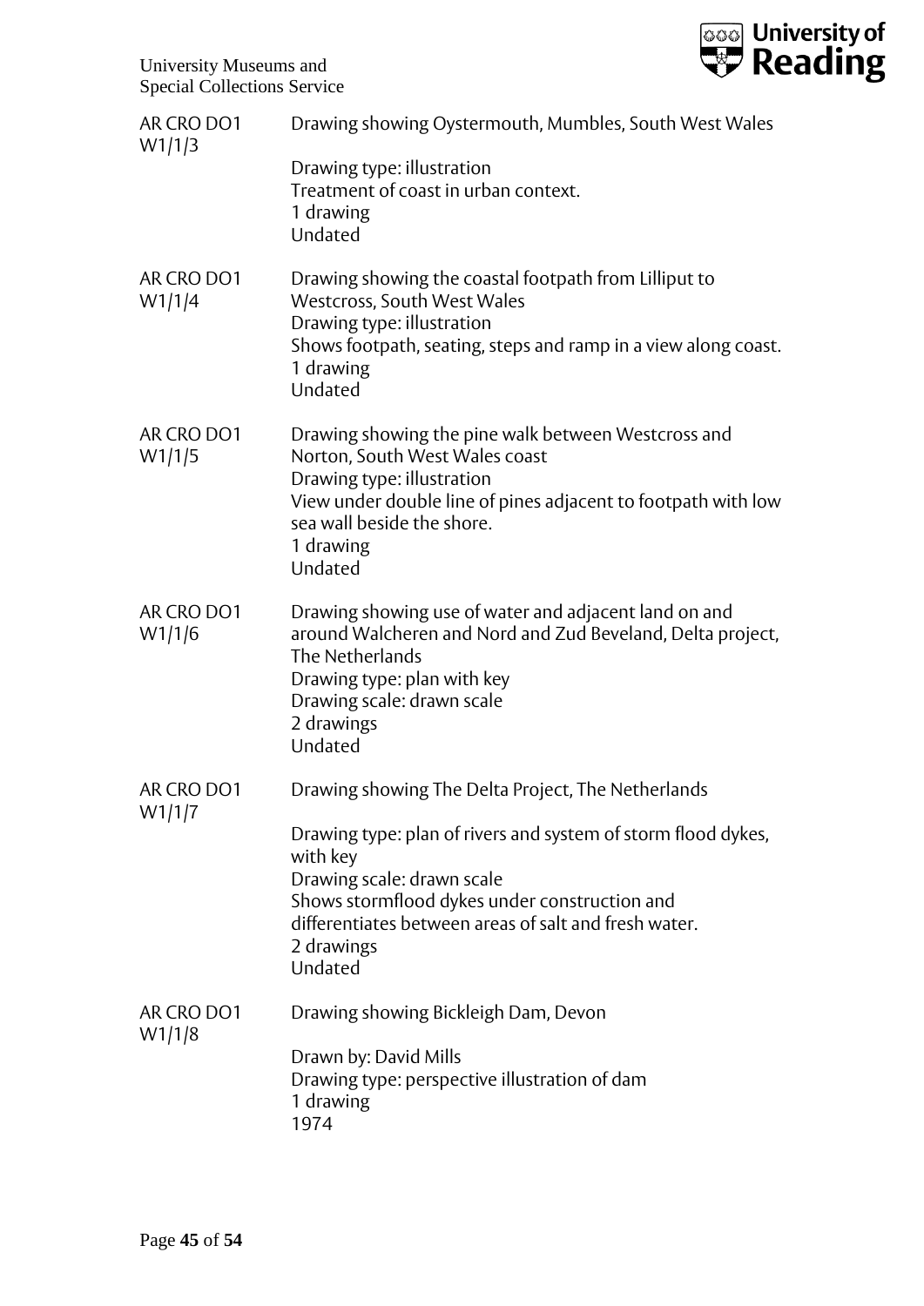| | |
|---|---|
| AR CRO DO1 W1/1/3 | Drawing showing Oystermouth, Mumbles, South West Wales<br><br>Drawing type: illustration<br>Treatment of coast in urban context.<br>1 drawing<br>Undated |
| AR CRO DO1 W1/1/4 | Drawing showing the coastal footpath from Lilliput to Westcross, South West Wales<br>Drawing type: illustration<br>Shows footpath, seating, steps and ramp in a view along coast.<br>1 drawing<br>Undated |
| AR CRO DO1 W1/1/5 | Drawing showing the pine walk between Westcross and Norton, South West Wales coast<br>Drawing type: illustration<br>View under double line of pines adjacent to footpath with low sea wall beside the shore.<br>1 drawing<br>Undated |
| AR CRO DO1 W1/1/6 | Drawing showing use of water and adjacent land on and around Walcheren and Nord and Zud Beveland, Delta project, The Netherlands<br>Drawing type: plan with key<br>Drawing scale: drawn scale<br>2 drawings<br>Undated |
| AR CRO DO1 W1/1/7 | Drawing showing The Delta Project, The Netherlands<br><br>Drawing type: plan of rivers and system of storm flood dykes, with key<br>Drawing scale: drawn scale<br>Shows stormflood dykes under construction and differentiates between areas of salt and fresh water.<br>2 drawings<br>Undated |
| AR CRO DO1 W1/1/8 | Drawing showing Bickleigh Dam, Devon<br><br>Drawn by: David Mills<br>Drawing type: perspective illustration of dam<br>1 drawing<br>1974 |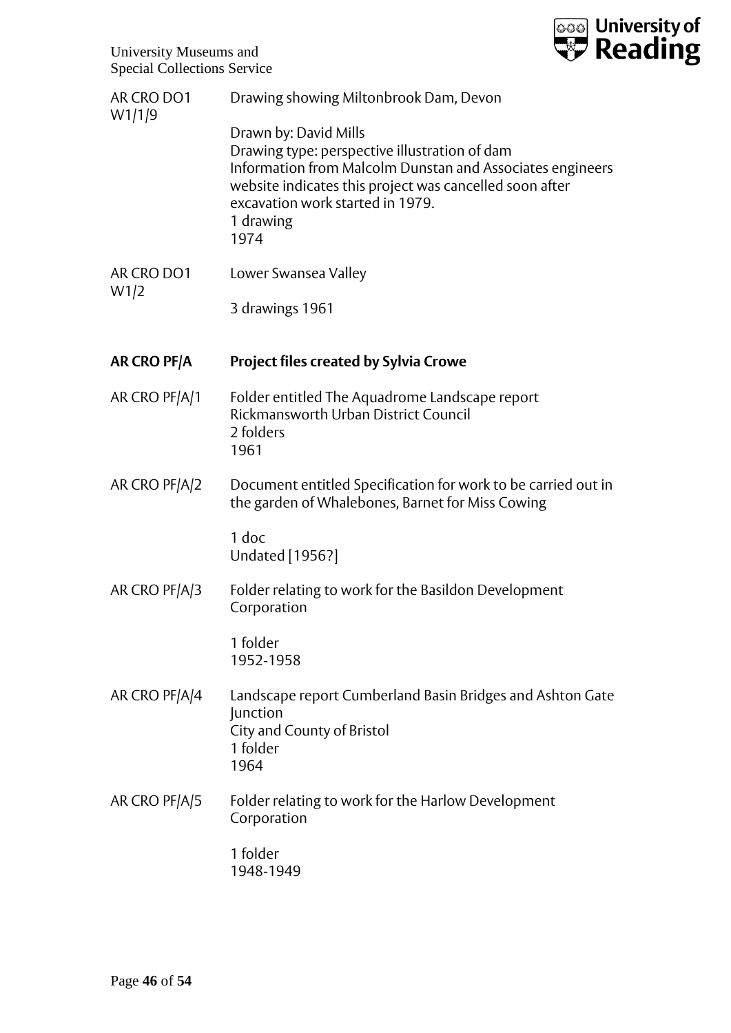AR CRO DO1 W1/1/9 — Drawing showing Miltonbrook Dam, Devon

Drawn by: David Mills
Drawing type: perspective illustration of dam
Information from Malcolm Dunstan and Associates engineers website indicates this project was cancelled soon after excavation work started in 1979.
1 drawing
1974

AR CRO DO1 W1/2 — Lower Swansea Valley

3 drawings 1961

**AR CRO PF/A — Project files created by Sylvia Crowe**

AR CRO PF/A/1 — Folder entitled The Aquadrome Landscape report
Rickmansworth Urban District Council
2 folders
1961

AR CRO PF/A/2 — Document entitled Specification for work to be carried out in the garden of Whalebones, Barnet for Miss Cowing

1 doc
Undated [1956?]

AR CRO PF/A/3 — Folder relating to work for the Basildon Development Corporation

1 folder
1952-1958

AR CRO PF/A/4 — Landscape report Cumberland Basin Bridges and Ashton Gate Junction
City and County of Bristol
1 folder
1964

AR CRO PF/A/5 — Folder relating to work for the Harlow Development Corporation

1 folder
1948-1949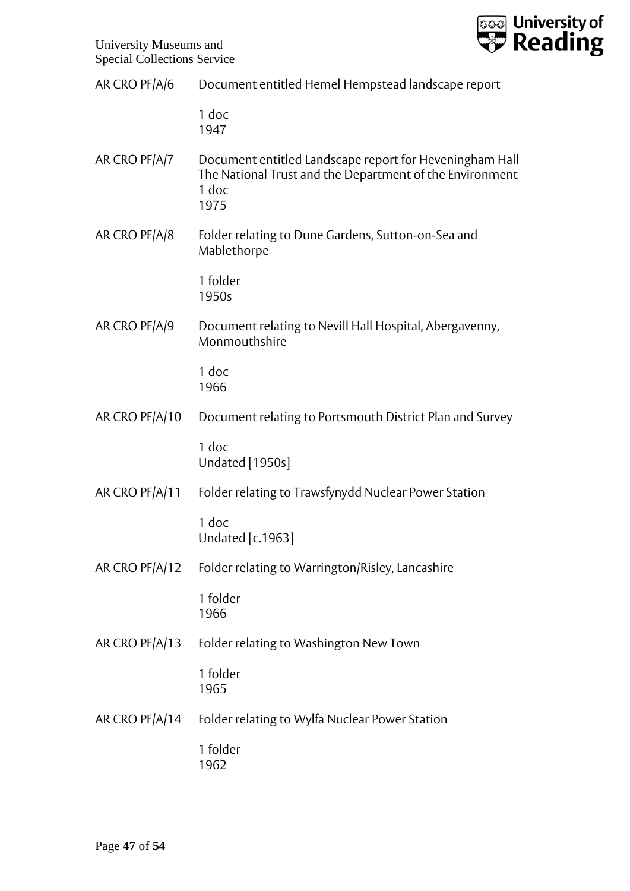AR CRO PF/A/6 Document entitled Hemel Hempstead landscape report

1 doc
1947

AR CRO PF/A/7 Document entitled Landscape report for Heveningham Hall The National Trust and the Department of the Environment
1 doc
1975

AR CRO PF/A/8 Folder relating to Dune Gardens, Sutton-on-Sea and Mablethorpe

1 folder
1950s

AR CRO PF/A/9 Document relating to Nevill Hall Hospital, Abergavenny, Monmouthshire

1 doc
1966

AR CRO PF/A/10 Document relating to Portsmouth District Plan and Survey

1 doc
Undated [1950s]

AR CRO PF/A/11 Folder relating to Trawsfynydd Nuclear Power Station

1 doc
Undated [c.1963]

AR CRO PF/A/12 Folder relating to Warrington/Risley, Lancashire

1 folder
1966

AR CRO PF/A/13 Folder relating to Washington New Town

1 folder
1965

AR CRO PF/A/14 Folder relating to Wylfa Nuclear Power Station

1 folder
1962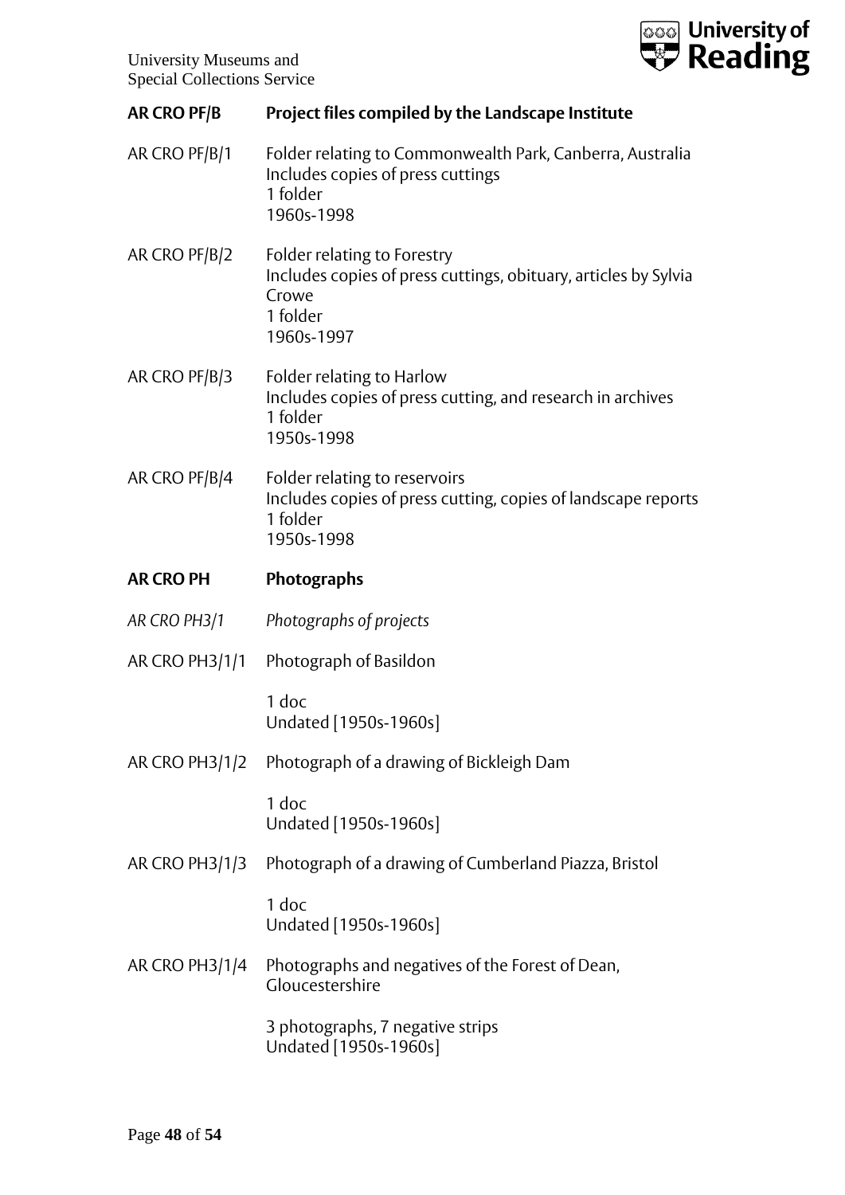**AR CRO PF/B** **Project files compiled by the Landscape Institute**

AR CRO PF/B/1 Folder relating to Commonwealth Park, Canberra, Australia
Includes copies of press cuttings
1 folder
1960s-1998

AR CRO PF/B/2 Folder relating to Forestry
Includes copies of press cuttings, obituary, articles by Sylvia Crowe
1 folder
1960s-1997

AR CRO PF/B/3 Folder relating to Harlow
Includes copies of press cutting, and research in archives
1 folder
1950s-1998

AR CRO PF/B/4 Folder relating to reservoirs
Includes copies of press cutting, copies of landscape reports
1 folder
1950s-1998

**AR CRO PH** **Photographs**

*AR CRO PH3/1* *Photographs of projects*

AR CRO PH3/1/1 Photograph of Basildon

1 doc
Undated [1950s-1960s]

AR CRO PH3/1/2 Photograph of a drawing of Bickleigh Dam

1 doc
Undated [1950s-1960s]

AR CRO PH3/1/3 Photograph of a drawing of Cumberland Piazza, Bristol

1 doc
Undated [1950s-1960s]

AR CRO PH3/1/4 Photographs and negatives of the Forest of Dean, Gloucestershire

3 photographs, 7 negative strips
Undated [1950s-1960s]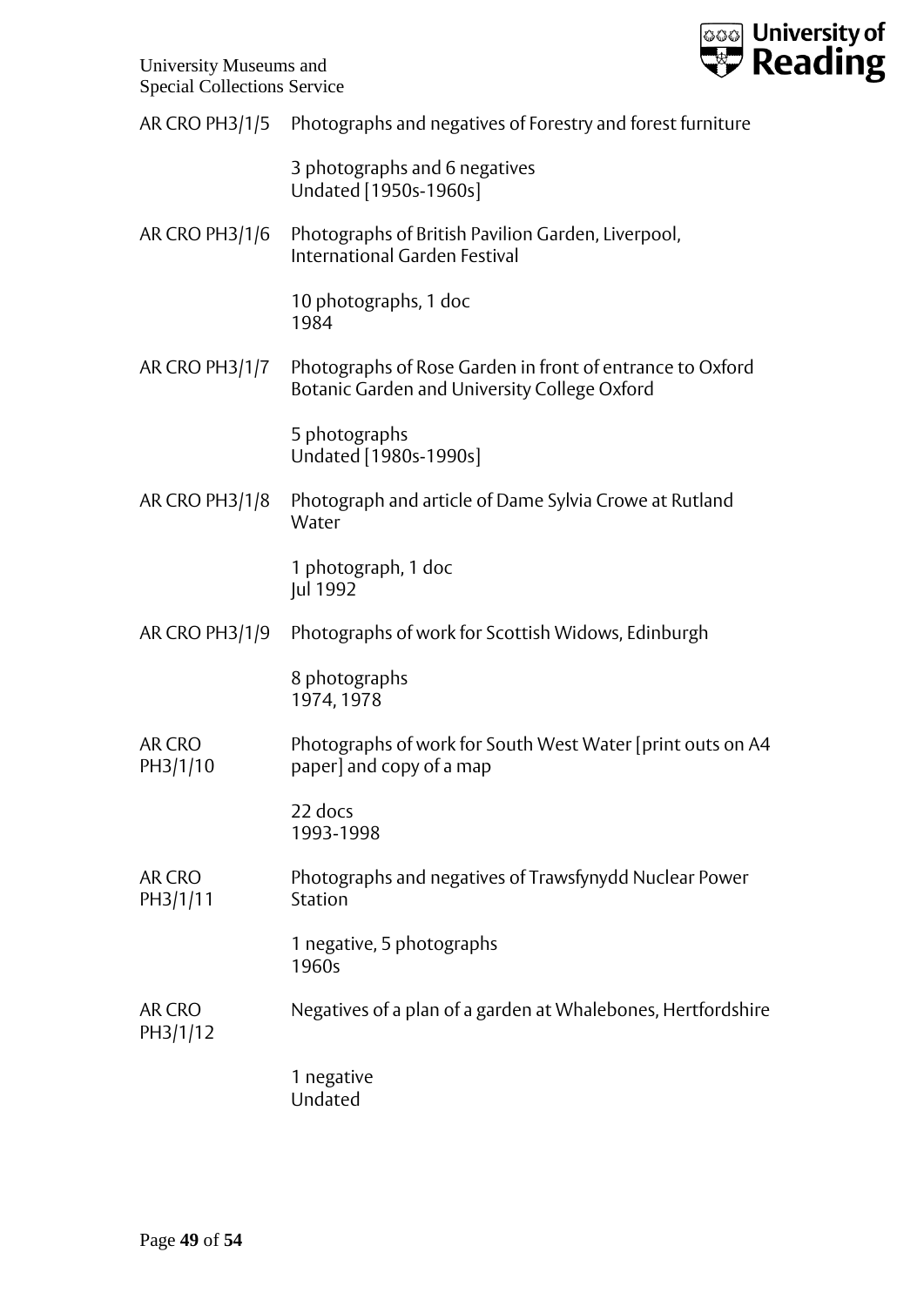| | |
|---|---|
| AR CRO PH3/1/5 | Photographs and negatives of Forestry and forest furniture<br><br>3 photographs and 6 negatives<br>Undated [1950s-1960s] |
| AR CRO PH3/1/6 | Photographs of British Pavilion Garden, Liverpool, International Garden Festival<br><br>10 photographs, 1 doc<br>1984 |
| AR CRO PH3/1/7 | Photographs of Rose Garden in front of entrance to Oxford Botanic Garden and University College Oxford<br><br>5 photographs<br>Undated [1980s-1990s] |
| AR CRO PH3/1/8 | Photograph and article of Dame Sylvia Crowe at Rutland Water<br><br>1 photograph, 1 doc<br>Jul 1992 |
| AR CRO PH3/1/9 | Photographs of work for Scottish Widows, Edinburgh<br><br>8 photographs<br>1974, 1978 |
| AR CRO PH3/1/10 | Photographs of work for South West Water [print outs on A4 paper] and copy of a map<br><br>22 docs<br>1993-1998 |
| AR CRO PH3/1/11 | Photographs and negatives of Trawsfynydd Nuclear Power Station<br><br>1 negative, 5 photographs<br>1960s |
| AR CRO PH3/1/12 | Negatives of a plan of a garden at Whalebones, Hertfordshire<br><br>1 negative<br>Undated |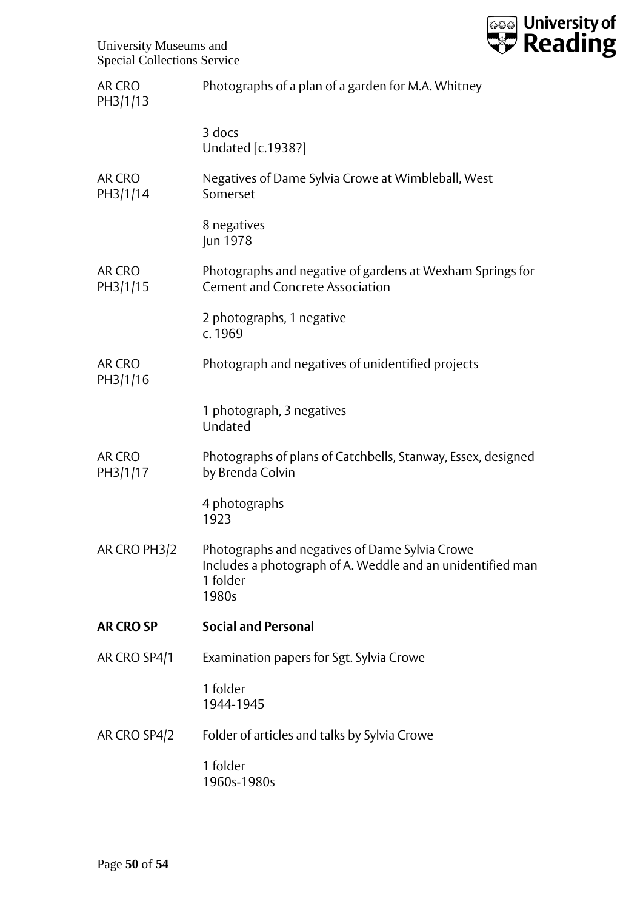AR CRO PH3/1/13 — Photographs of a plan of a garden for M.A. Whitney

3 docs
Undated [c.1938?]

AR CRO PH3/1/14 — Negatives of Dame Sylvia Crowe at Wimbleball, West Somerset

8 negatives
Jun 1978

AR CRO PH3/1/15 — Photographs and negative of gardens at Wexham Springs for Cement and Concrete Association

2 photographs, 1 negative
c. 1969

AR CRO PH3/1/16 — Photograph and negatives of unidentified projects

1 photograph, 3 negatives
Undated

AR CRO PH3/1/17 — Photographs of plans of Catchbells, Stanway, Essex, designed by Brenda Colvin

4 photographs
1923

AR CRO PH3/2 — Photographs and negatives of Dame Sylvia Crowe
Includes a photograph of A. Weddle and an unidentified man
1 folder
1980s

## AR CRO SP — Social and Personal

AR CRO SP4/1 — Examination papers for Sgt. Sylvia Crowe

1 folder
1944-1945

AR CRO SP4/2 — Folder of articles and talks by Sylvia Crowe

1 folder
1960s-1980s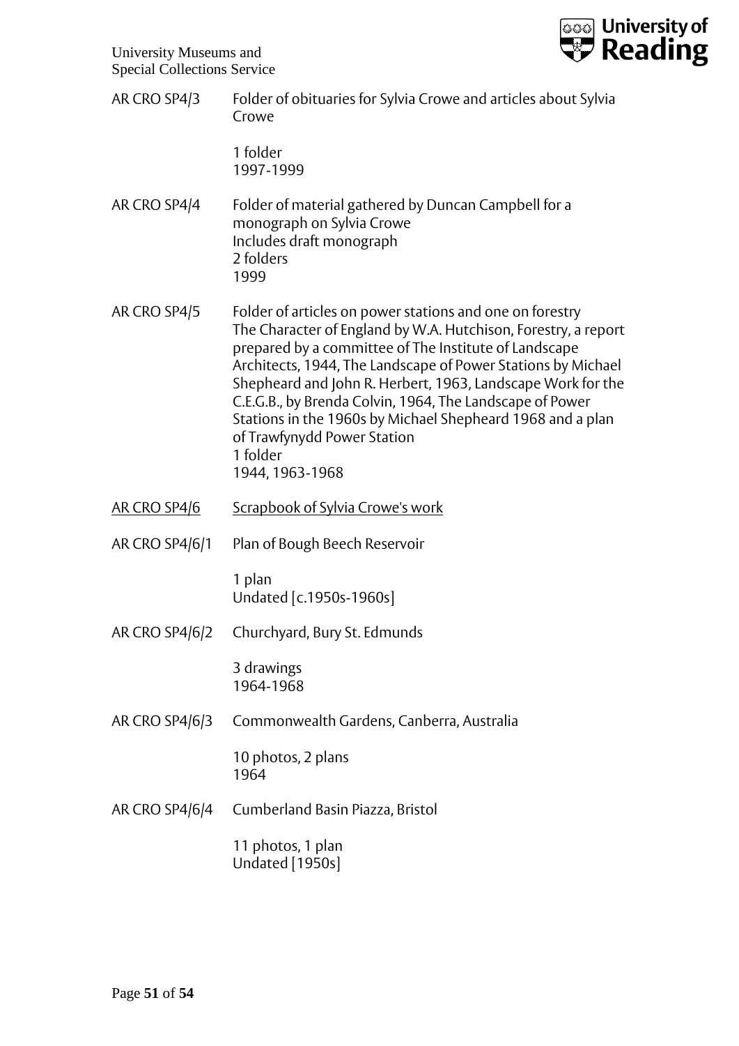AR CRO SP4/3 Folder of obituaries for Sylvia Crowe and articles about Sylvia Crowe

1 folder
1997-1999

AR CRO SP4/4 Folder of material gathered by Duncan Campbell for a monograph on Sylvia Crowe
Includes draft monograph
2 folders
1999

AR CRO SP4/5 Folder of articles on power stations and one on forestry
The Character of England by W.A. Hutchison, Forestry, a report prepared by a committee of The Institute of Landscape Architects, 1944, The Landscape of Power Stations by Michael Shepheard and John R. Herbert, 1963, Landscape Work for the C.E.G.B., by Brenda Colvin, 1964, The Landscape of Power Stations in the 1960s by Michael Shepheard 1968 and a plan of Trawfynydd Power Station
1 folder
1944, 1963-1968

<u>AR CRO SP4/6 Scrapbook of Sylvia Crowe's work</u>

AR CRO SP4/6/1 Plan of Bough Beech Reservoir

1 plan
Undated [c.1950s-1960s]

AR CRO SP4/6/2 Churchyard, Bury St. Edmunds

3 drawings
1964-1968

AR CRO SP4/6/3 Commonwealth Gardens, Canberra, Australia

10 photos, 2 plans
1964

AR CRO SP4/6/4 Cumberland Basin Piazza, Bristol

11 photos, 1 plan
Undated [1950s]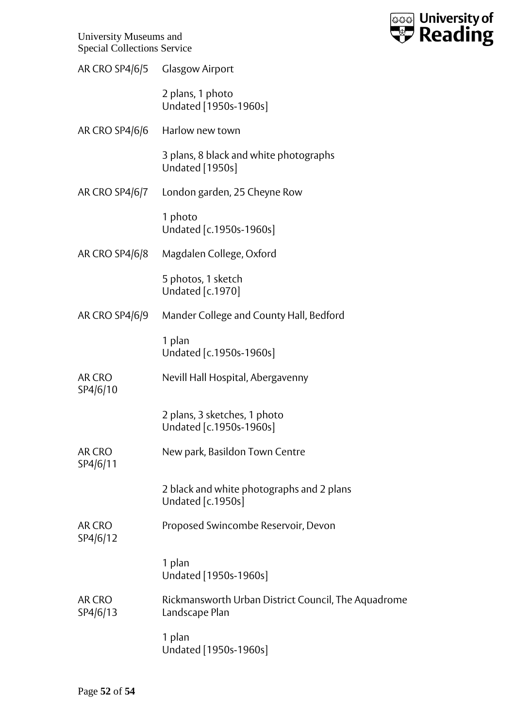| | |
|---|---|
| AR CRO SP4/6/5 | Glasgow Airport<br><br>2 plans, 1 photo<br>Undated [1950s-1960s] |
| AR CRO SP4/6/6 | Harlow new town<br><br>3 plans, 8 black and white photographs<br>Undated [1950s] |
| AR CRO SP4/6/7 | London garden, 25 Cheyne Row<br><br>1 photo<br>Undated [c.1950s-1960s] |
| AR CRO SP4/6/8 | Magdalen College, Oxford<br><br>5 photos, 1 sketch<br>Undated [c.1970] |
| AR CRO SP4/6/9 | Mander College and County Hall, Bedford<br><br>1 plan<br>Undated [c.1950s-1960s] |
| AR CRO SP4/6/10 | Nevill Hall Hospital, Abergavenny<br><br>2 plans, 3 sketches, 1 photo<br>Undated [c.1950s-1960s] |
| AR CRO SP4/6/11 | New park, Basildon Town Centre<br><br>2 black and white photographs and 2 plans<br>Undated [c.1950s] |
| AR CRO SP4/6/12 | Proposed Swincombe Reservoir, Devon<br><br>1 plan<br>Undated [1950s-1960s] |
| AR CRO SP4/6/13 | Rickmansworth Urban District Council, The Aquadrome Landscape Plan<br><br>1 plan<br>Undated [1950s-1960s] |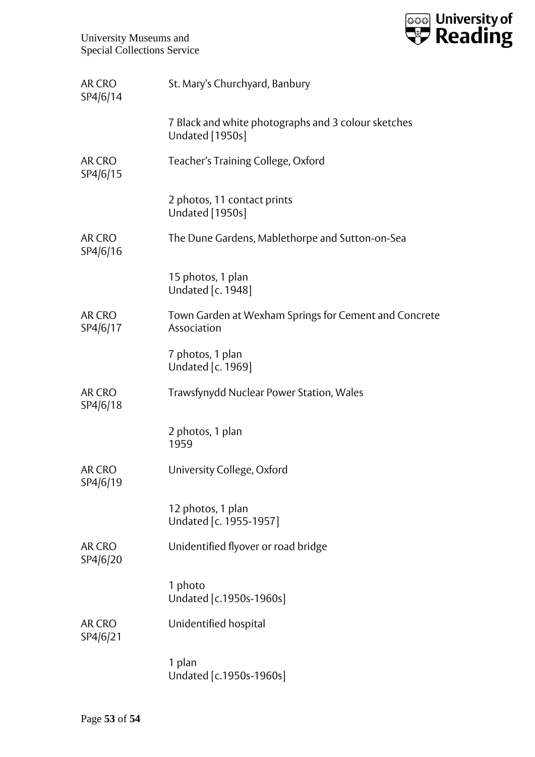| | |
|---|---|
| AR CRO SP4/6/14 | St. Mary's Churchyard, Banbury |
| | 7 Black and white photographs and 3 colour sketches<br>Undated [1950s] |
| AR CRO SP4/6/15 | Teacher's Training College, Oxford |
| | 2 photos, 11 contact prints<br>Undated [1950s] |
| AR CRO SP4/6/16 | The Dune Gardens, Mablethorpe and Sutton-on-Sea |
| | 15 photos, 1 plan<br>Undated [c. 1948] |
| AR CRO SP4/6/17 | Town Garden at Wexham Springs for Cement and Concrete Association |
| | 7 photos, 1 plan<br>Undated [c. 1969] |
| AR CRO SP4/6/18 | Trawsfynydd Nuclear Power Station, Wales |
| | 2 photos, 1 plan<br>1959 |
| AR CRO SP4/6/19 | University College, Oxford |
| | 12 photos, 1 plan<br>Undated [c. 1955-1957] |
| AR CRO SP4/6/20 | Unidentified flyover or road bridge |
| | 1 photo<br>Undated [c.1950s-1960s] |
| AR CRO SP4/6/21 | Unidentified hospital |
| | 1 plan<br>Undated [c.1950s-1960s] |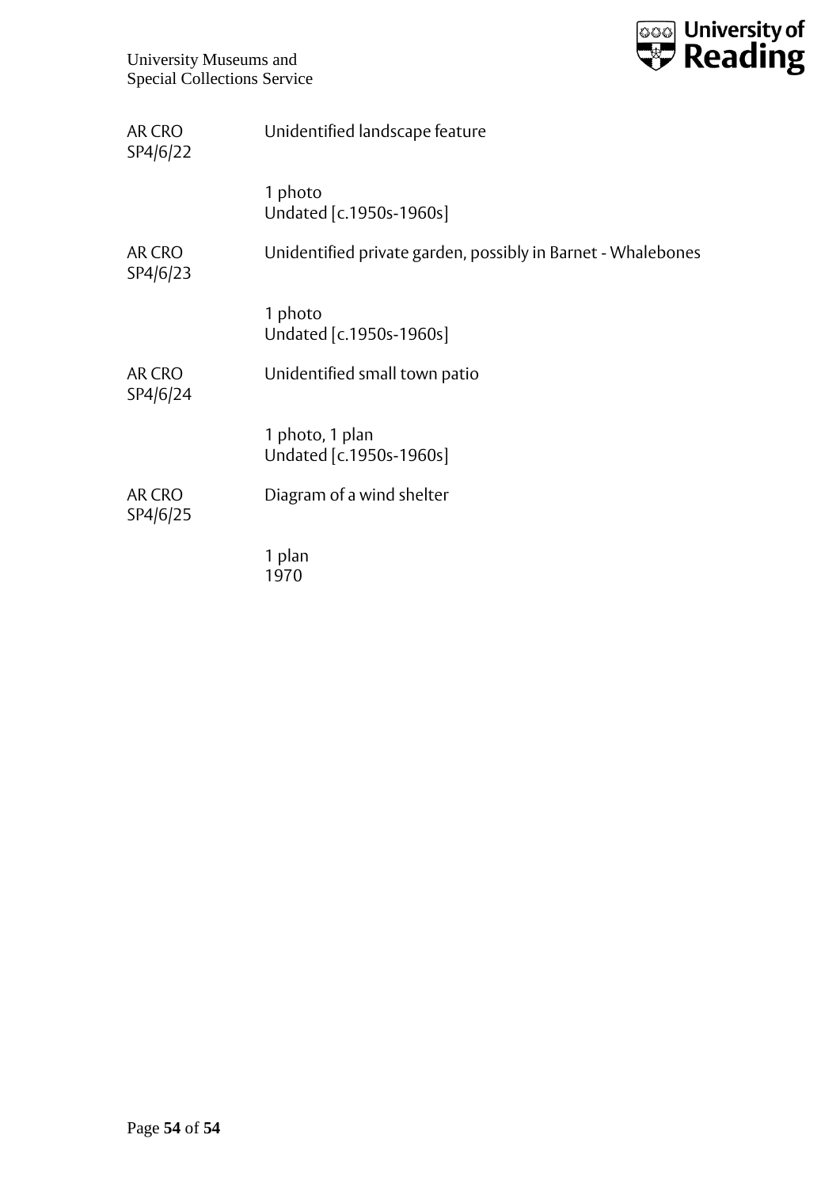AR CRO SP4/6/22 Unidentified landscape feature

1 photo
Undated [c.1950s-1960s]

AR CRO SP4/6/23 Unidentified private garden, possibly in Barnet - Whalebones

1 photo
Undated [c.1950s-1960s]

AR CRO SP4/6/24 Unidentified small town patio

1 photo, 1 plan
Undated [c.1950s-1960s]

AR CRO SP4/6/25 Diagram of a wind shelter

1 plan
1970